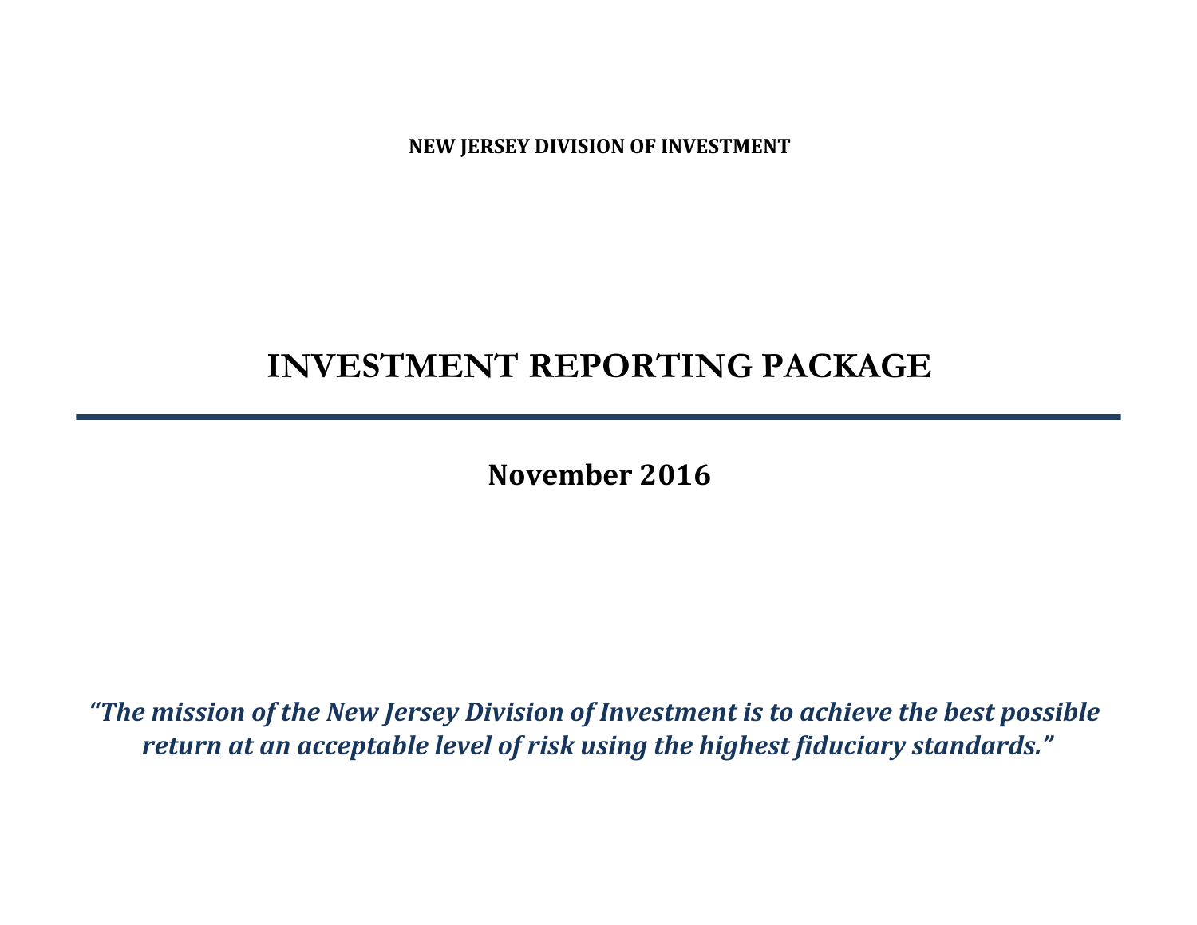**NEW JERSEY DIVISION OF INVESTMENT**

# INVESTMENT REPORTING PACKAGE

---

## November 2016

***"The mission of the New Jersey Division of Investment is to achieve the best possible return at an acceptable level of risk using the highest fiduciary standards."***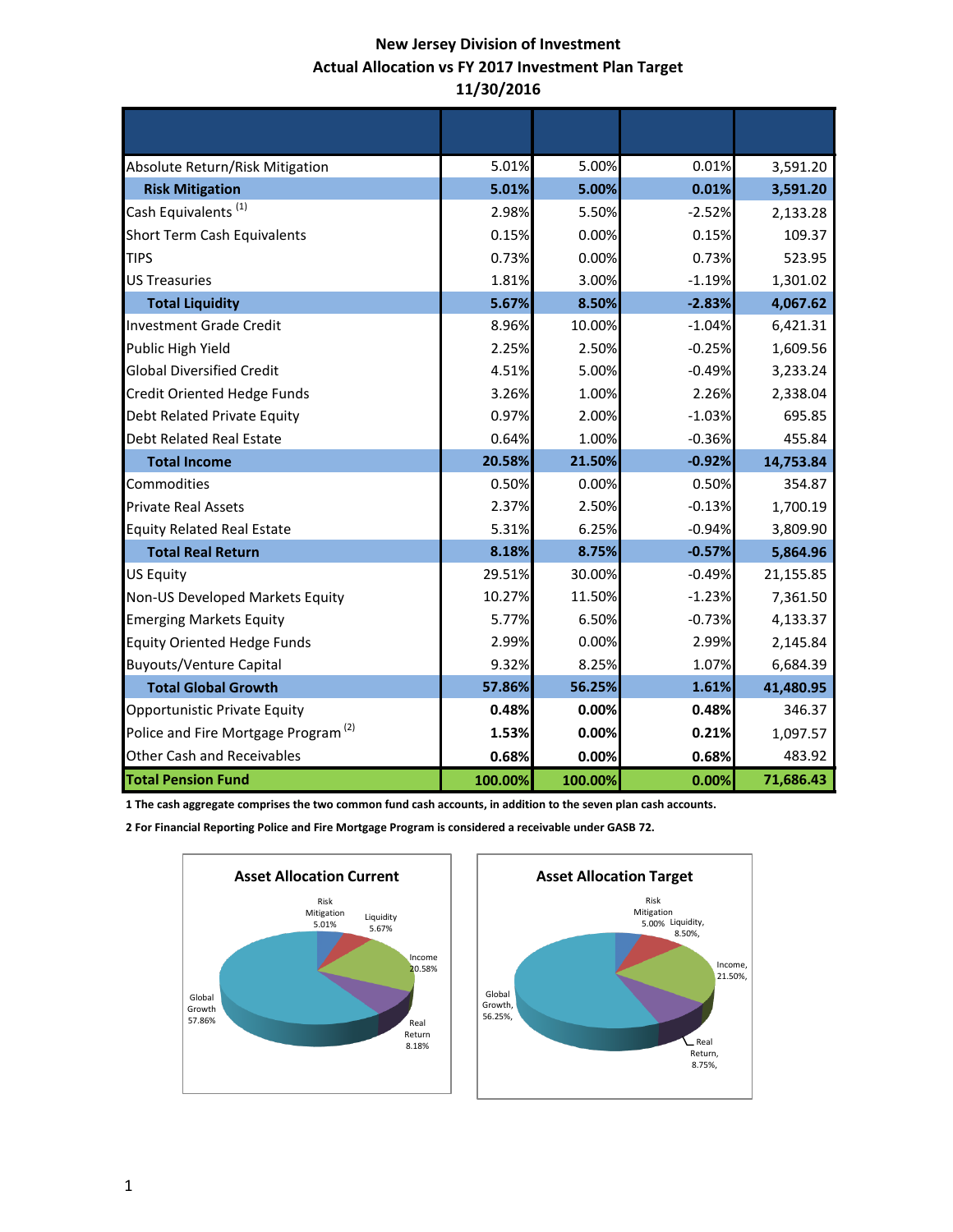**New Jersey Division of Investment**
**Actual Allocation vs FY 2017 Investment Plan Target**
**11/30/2016**

| | | | | |
|---|---|---|---|---|
| Absolute Return/Risk Mitigation | 5.01% | 5.00% | 0.01% | 3,591.20 |
| **Risk Mitigation** | **5.01%** | **5.00%** | **0.01%** | **3,591.20** |
| Cash Equivalents [1] | 2.98% | 5.50% | -2.52% | 2,133.28 |
| Short Term Cash Equivalents | 0.15% | 0.00% | 0.15% | 109.37 |
| TIPS | 0.73% | 0.00% | 0.73% | 523.95 |
| US Treasuries | 1.81% | 3.00% | -1.19% | 1,301.02 |
| **Total Liquidity** | **5.67%** | **8.50%** | **-2.83%** | **4,067.62** |
| Investment Grade Credit | 8.96% | 10.00% | -1.04% | 6,421.31 |
| Public High Yield | 2.25% | 2.50% | -0.25% | 1,609.56 |
| Global Diversified Credit | 4.51% | 5.00% | -0.49% | 3,233.24 |
| Credit Oriented Hedge Funds | 3.26% | 1.00% | 2.26% | 2,338.04 |
| Debt Related Private Equity | 0.97% | 2.00% | -1.03% | 695.85 |
| Debt Related Real Estate | 0.64% | 1.00% | -0.36% | 455.84 |
| **Total Income** | **20.58%** | **21.50%** | **-0.92%** | **14,753.84** |
| Commodities | 0.50% | 0.00% | 0.50% | 354.87 |
| Private Real Assets | 2.37% | 2.50% | -0.13% | 1,700.19 |
| Equity Related Real Estate | 5.31% | 6.25% | -0.94% | 3,809.90 |
| **Total Real Return** | **8.18%** | **8.75%** | **-0.57%** | **5,864.96** |
| US Equity | 29.51% | 30.00% | -0.49% | 21,155.85 |
| Non-US Developed Markets Equity | 10.27% | 11.50% | -1.23% | 7,361.50 |
| Emerging Markets Equity | 5.77% | 6.50% | -0.73% | 4,133.37 |
| Equity Oriented Hedge Funds | 2.99% | 0.00% | 2.99% | 2,145.84 |
| Buyouts/Venture Capital | 9.32% | 8.25% | 1.07% | 6,684.39 |
| **Total Global Growth** | **57.86%** | **56.25%** | **1.61%** | **41,480.95** |
| Opportunistic Private Equity | **0.48%** | **0.00%** | **0.48%** | 346.37 |
| Police and Fire Mortgage Program [2] | **1.53%** | **0.00%** | **0.21%** | 1,097.57 |
| Other Cash and Receivables | **0.68%** | **0.00%** | **0.68%** | 483.92 |
| **Total Pension Fund** | **100.00%** | **100.00%** | **0.00%** | **71,686.43** |

**1 The cash aggregate comprises the two common fund cash accounts, in addition to the seven plan cash accounts.**

**2 For Financial Reporting Police and Fire Mortgage Program is considered a receivable under GASB 72.**

**Asset Allocation Current**

Risk Mitigation 5.01%, Liquidity 5.67%, Income 20.58%, Real Return 8.18%, Global Growth 57.86%

**Asset Allocation Target**

Risk Mitigation 5.00%, Liquidity, 8.50%, Income, 21.50%, Real Return, 8.75%, Global Growth, 56.25%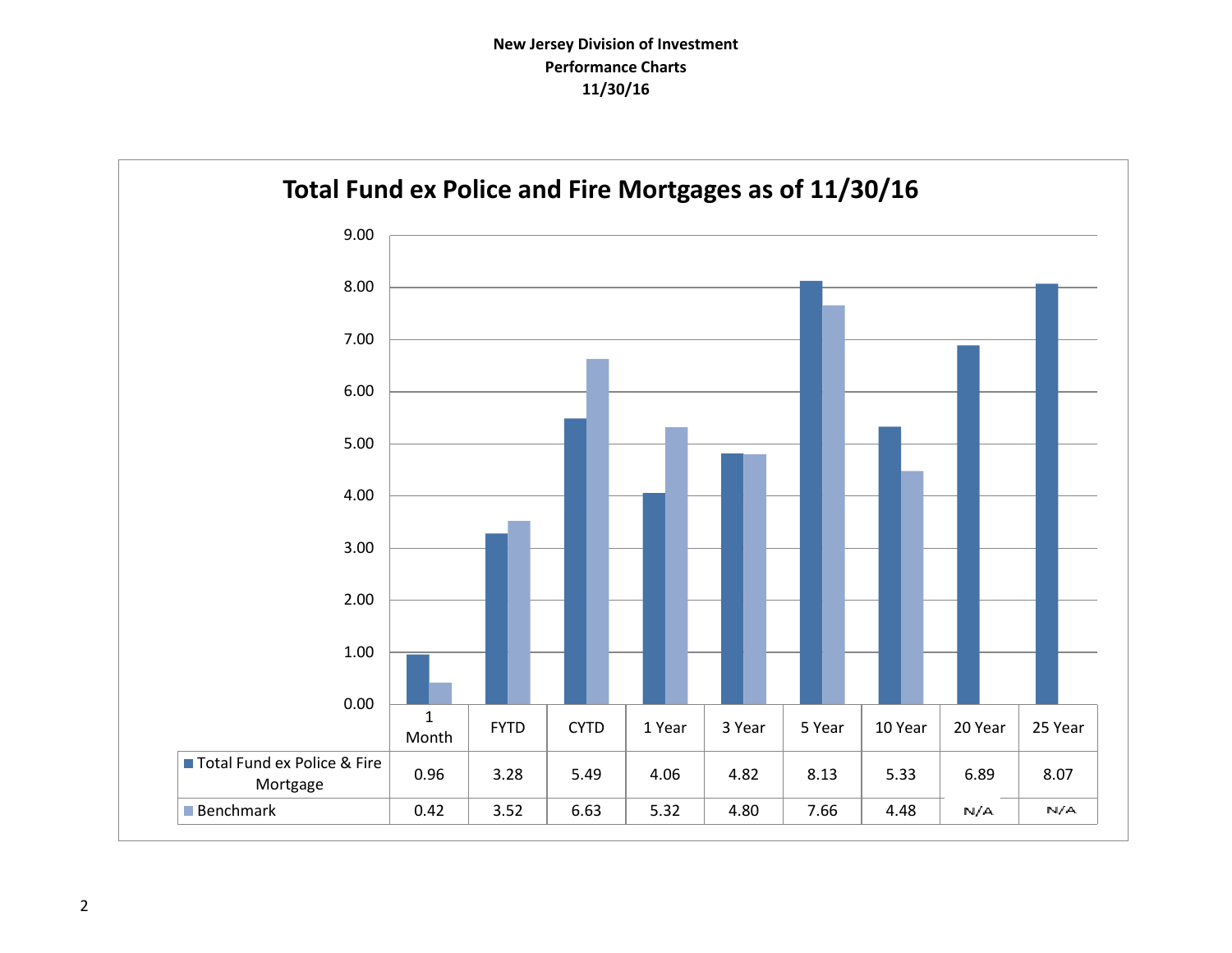**New Jersey Division of Investment**
**Performance Charts**
**11/30/16**

## Total Fund ex Police and Fire Mortgages as of 11/30/16

| | 1 Month | FYTD | CYTD | 1 Year | 3 Year | 5 Year | 10 Year | 20 Year | 25 Year |
|---|---|---|---|---|---|---|---|---|---|
| Total Fund ex Police & Fire Mortgage | 0.96 | 3.28 | 5.49 | 4.06 | 4.82 | 8.13 | 5.33 | 6.89 | 8.07 |
| Benchmark | 0.42 | 3.52 | 6.63 | 5.32 | 4.80 | 7.66 | 4.48 | N/A | N/A |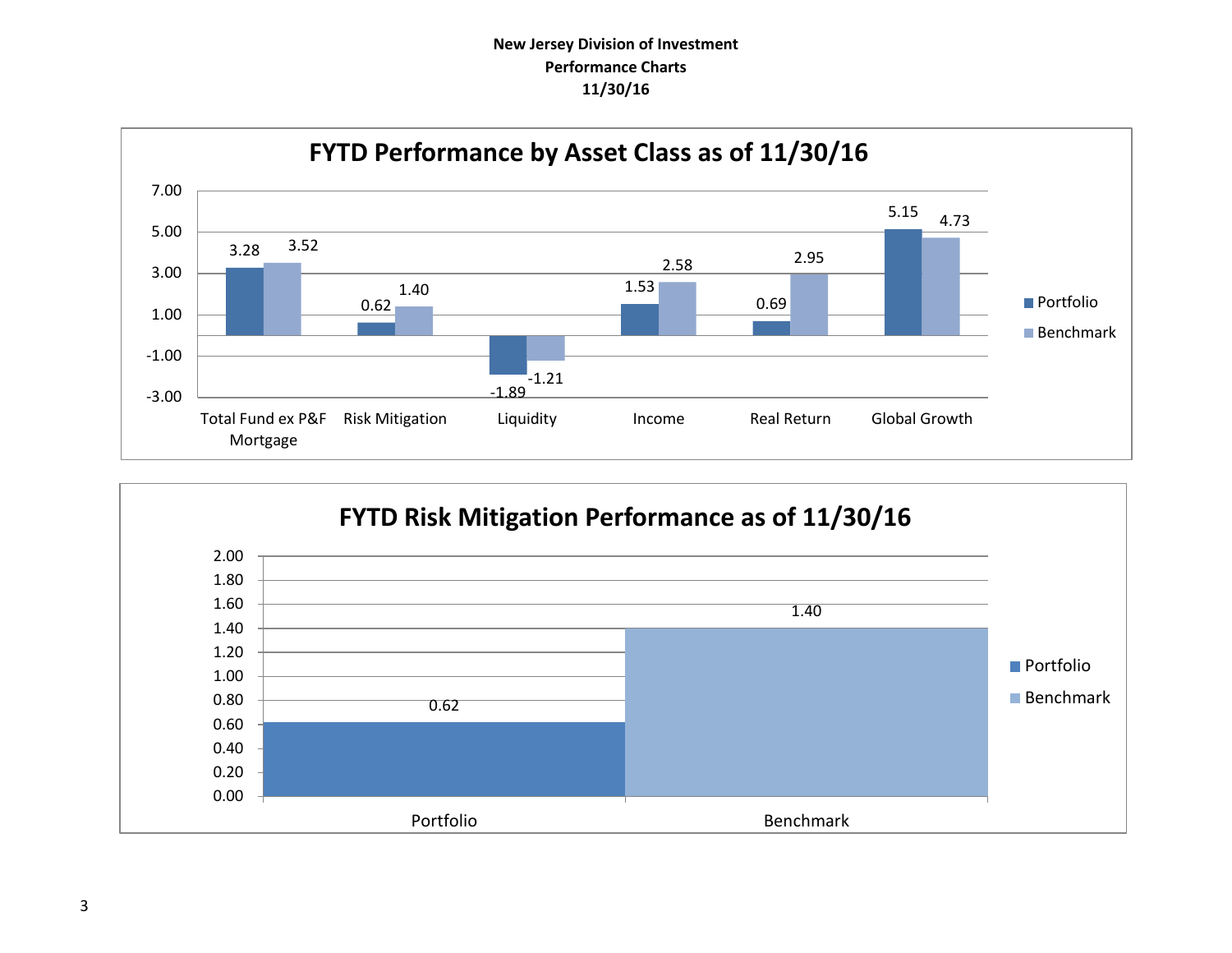**New Jersey Division of Investment**
**Performance Charts**
**11/30/16**

## FYTD Performance by Asset Class as of 11/30/16

| | Portfolio | Benchmark |
|---|---|---|
| Total Fund ex P&F Mortgage | 3.28 | 3.52 |
| Risk Mitigation | 0.62 | 1.40 |
| Liquidity | -1.89 | -1.21 |
| Income | 1.53 | 2.58 |
| Real Return | 0.69 | 2.95 |
| Global Growth | 5.15 | 4.73 |

## FYTD Risk Mitigation Performance as of 11/30/16

| | Value |
|---|---|
| Portfolio | 0.62 |
| Benchmark | 1.40 |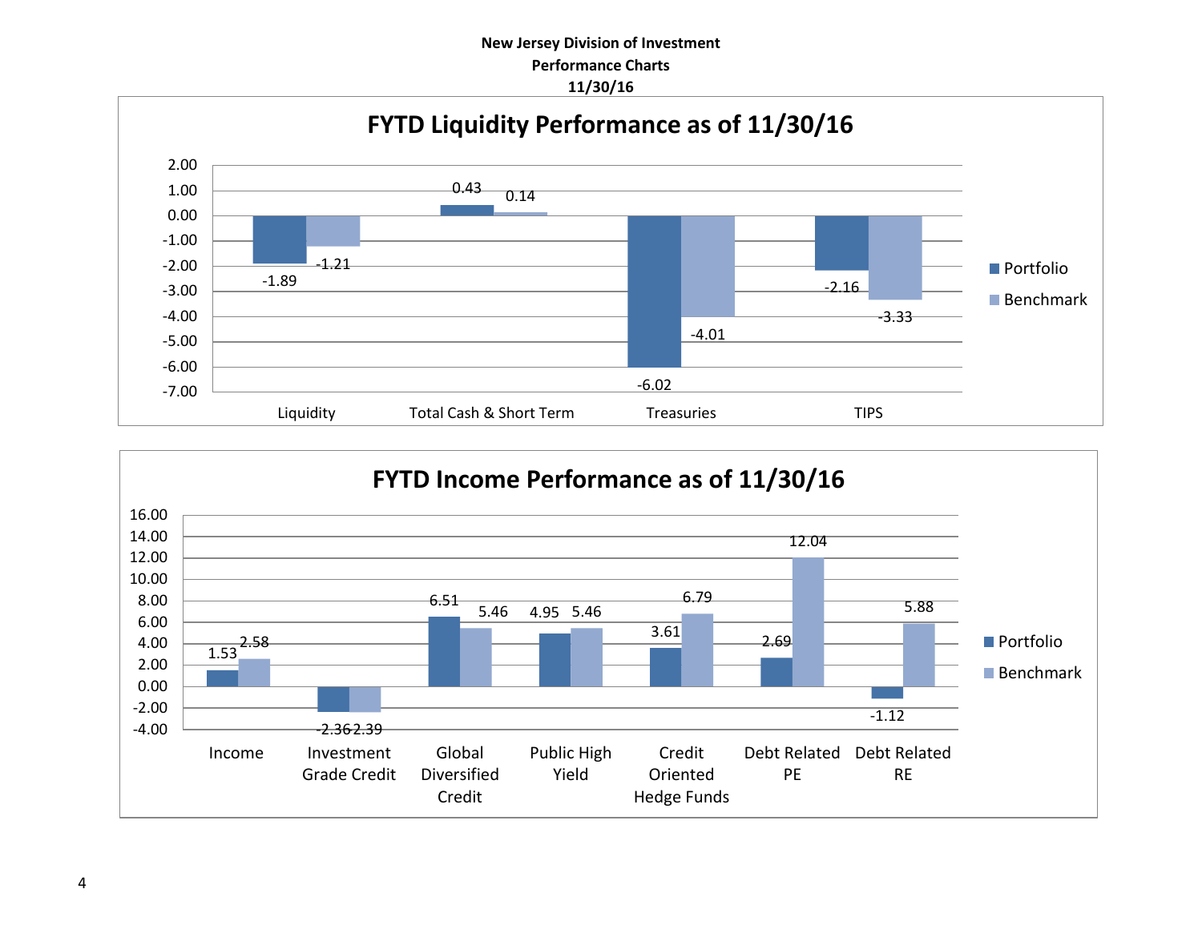**New Jersey Division of Investment**
**Performance Charts**
**11/30/16**

## FYTD Liquidity Performance as of 11/30/16

| | Portfolio | Benchmark |
|---|---|---|
| Liquidity | -1.89 | -1.21 |
| Total Cash & Short Term | 0.43 | 0.14 |
| Treasuries | -6.02 | -4.01 |
| TIPS | -2.16 | -3.33 |

## FYTD Income Performance as of 11/30/16

| | Portfolio | Benchmark |
|---|---|---|
| Income | 1.53 | 2.58 |
| Investment Grade Credit | -2.36 | -2.39 |
| Global Diversified Credit | 6.51 | 5.46 |
| Public High Yield | 4.95 | 5.46 |
| Credit Oriented Hedge Funds | 3.61 | 6.79 |
| Debt Related PE | 2.69 | 12.04 |
| Debt Related RE | -1.12 | 5.88 |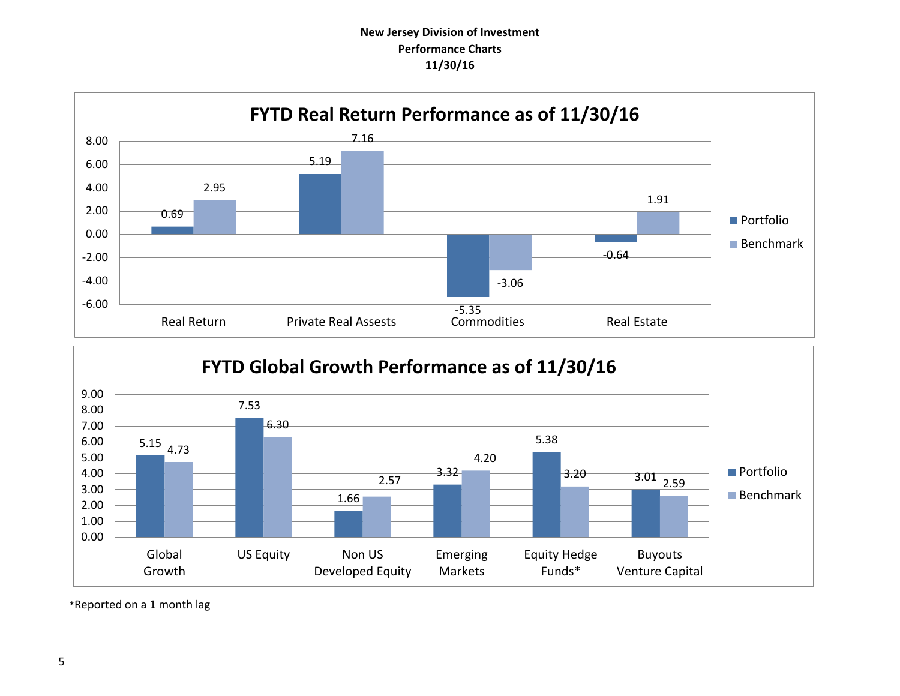**New Jersey Division of Investment**
**Performance Charts**
**11/30/16**

## FYTD Real Return Performance as of 11/30/16

| | Portfolio | Benchmark |
|---|---|---|
| Real Return | 0.69 | 2.95 |
| Private Real Assests | 5.19 | 7.16 |
| Commodities | -5.35 | -3.06 |
| Real Estate | -0.64 | 1.91 |

## FYTD Global Growth Performance as of 11/30/16

| | Portfolio | Benchmark |
|---|---|---|
| Global Growth | 5.15 | 4.73 |
| US Equity | 7.53 | 6.30 |
| Non US Developed Equity | 1.66 | 2.57 |
| Emerging Markets | 3.32 | 4.20 |
| Equity Hedge Funds* | 5.38 | 3.20 |
| Buyouts Venture Capital | 3.01 | 2.59 |

*Reported on a 1 month lag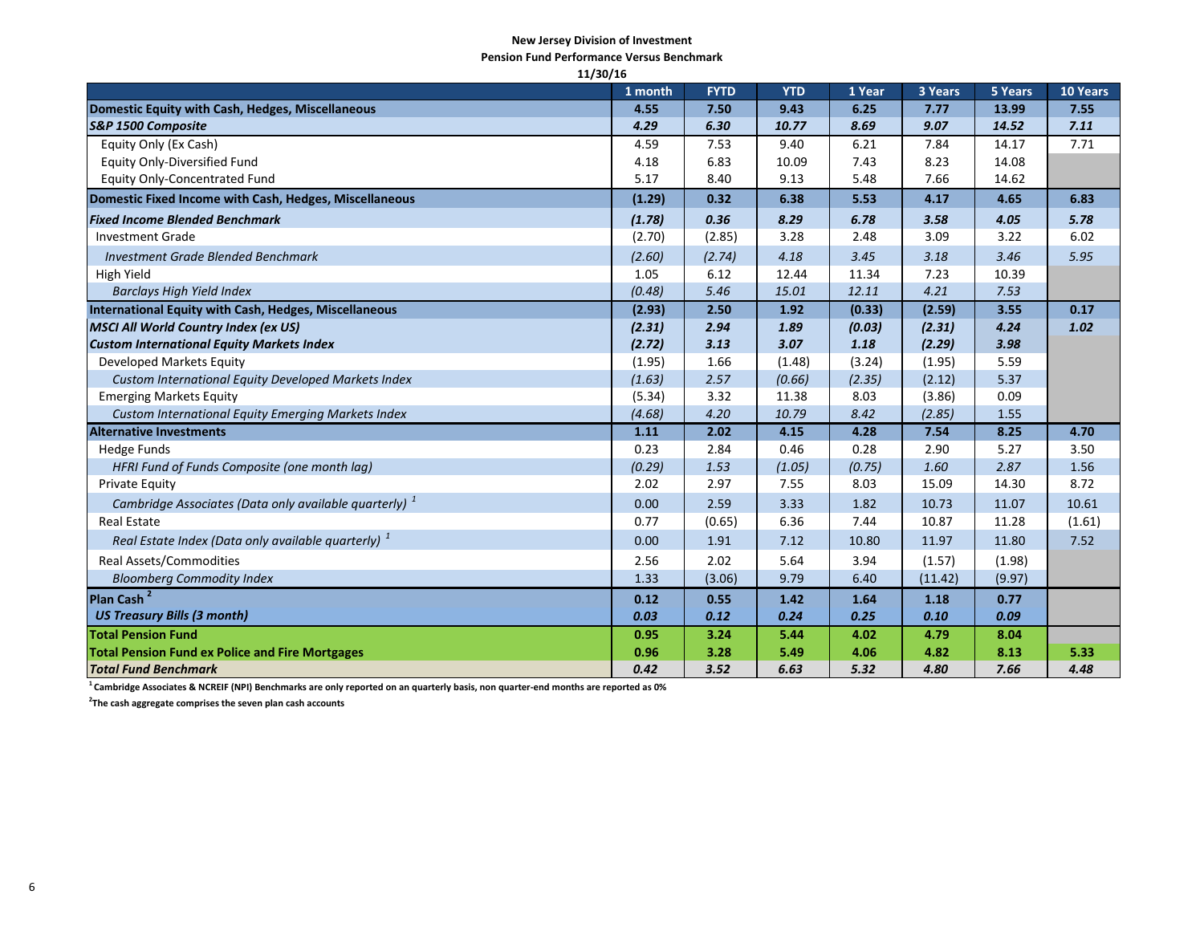**New Jersey Division of Investment**

**Pension Fund Performance Versus Benchmark**

**11/30/16**

| | 1 month | FYTD | YTD | 1 Year | 3 Years | 5 Years | 10 Years |
|---|---|---|---|---|---|---|---|
| **Domestic Equity with Cash, Hedges, Miscellaneous** | **4.55** | **7.50** | **9.43** | **6.25** | **7.77** | **13.99** | **7.55** |
| ***S&P 1500 Composite*** | ***4.29*** | ***6.30*** | ***10.77*** | ***8.69*** | ***9.07*** | ***14.52*** | ***7.11*** |
| Equity Only (Ex Cash) | 4.59 | 7.53 | 9.40 | 6.21 | 7.84 | 14.17 | 7.71 |
| Equity Only-Diversified Fund | 4.18 | 6.83 | 10.09 | 7.43 | 8.23 | 14.08 | |
| Equity Only-Concentrated Fund | 5.17 | 8.40 | 9.13 | 5.48 | 7.66 | 14.62 | |
| **Domestic Fixed Income with Cash, Hedges, Miscellaneous** | **(1.29)** | **0.32** | **6.38** | **5.53** | **4.17** | **4.65** | **6.83** |
| ***Fixed Income Blended Benchmark*** | ***(1.78)*** | ***0.36*** | ***8.29*** | ***6.78*** | ***3.58*** | ***4.05*** | ***5.78*** |
| Investment Grade | (2.70) | (2.85) | 3.28 | 2.48 | 3.09 | 3.22 | 6.02 |
| *Investment Grade Blended Benchmark* | *(2.60)* | *(2.74)* | *4.18* | *3.45* | *3.18* | *3.46* | *5.95* |
| High Yield | 1.05 | 6.12 | 12.44 | 11.34 | 7.23 | 10.39 | |
| *Barclays High Yield Index* | *(0.48)* | *5.46* | *15.01* | *12.11* | *4.21* | *7.53* | |
| **International Equity with Cash, Hedges, Miscellaneous** | **(2.93)** | **2.50** | **1.92** | **(0.33)** | **(2.59)** | **3.55** | **0.17** |
| ***MSCI All World Country Index (ex US)*** | ***(2.31)*** | ***2.94*** | ***1.89*** | ***(0.03)*** | ***(2.31)*** | ***4.24*** | ***1.02*** |
| ***Custom International Equity Markets Index*** | ***(2.72)*** | ***3.13*** | ***3.07*** | ***1.18*** | ***(2.29)*** | ***3.98*** | |
| Developed Markets Equity | (1.95) | 1.66 | (1.48) | (3.24) | (1.95) | 5.59 | |
| *Custom International Equity Developed Markets Index* | *(1.63)* | *2.57* | *(0.66)* | *(2.35)* | *(2.12)* | *5.37* | |
| Emerging Markets Equity | (5.34) | 3.32 | 11.38 | 8.03 | (3.86) | 0.09 | |
| *Custom International Equity Emerging Markets Index* | *(4.68)* | *4.20* | *10.79* | *8.42* | *(2.85)* | *1.55* | |
| **Alternative Investments** | **1.11** | **2.02** | **4.15** | **4.28** | **7.54** | **8.25** | **4.70** |
| Hedge Funds | 0.23 | 2.84 | 0.46 | 0.28 | 2.90 | 5.27 | 3.50 |
| *HFRI Fund of Funds Composite (one month lag)* | *(0.29)* | *1.53* | *(1.05)* | *(0.75)* | *1.60* | *2.87* | 1.56 |
| Private Equity | 2.02 | 2.97 | 7.55 | 8.03 | 15.09 | 14.30 | 8.72 |
| *Cambridge Associates (Data only available quarterly)* [1] | 0.00 | 2.59 | 3.33 | 1.82 | 10.73 | 11.07 | 10.61 |
| Real Estate | 0.77 | (0.65) | 6.36 | 7.44 | 10.87 | 11.28 | (1.61) |
| *Real Estate Index (Data only available quarterly)* [1] | 0.00 | 1.91 | 7.12 | 10.80 | 11.97 | 11.80 | 7.52 |
| Real Assets/Commodities | 2.56 | 2.02 | 5.64 | 3.94 | (1.57) | (1.98) | |
| *Bloomberg Commodity Index* | 1.33 | (3.06) | 9.79 | 6.40 | (11.42) | (9.97) | |
| **Plan Cash** [2] | **0.12** | **0.55** | **1.42** | **1.64** | **1.18** | **0.77** | |
| ***US Treasury Bills (3 month)*** | ***0.03*** | ***0.12*** | ***0.24*** | ***0.25*** | ***0.10*** | ***0.09*** | |
| **Total Pension Fund** | **0.95** | **3.24** | **5.44** | **4.02** | **4.79** | **8.04** | |
| **Total Pension Fund ex Police and Fire Mortgages** | **0.96** | **3.28** | **5.49** | **4.06** | **4.82** | **8.13** | **5.33** |
| ***Total Fund Benchmark*** | ***0.42*** | ***3.52*** | ***6.63*** | ***5.32*** | ***4.80*** | ***7.66*** | ***4.48*** |

**[1] Cambridge Associates & NCREIF (NPI) Benchmarks are only reported on an quarterly basis, non quarter-end months are reported as 0%**

**[2] The cash aggregate comprises the seven plan cash accounts**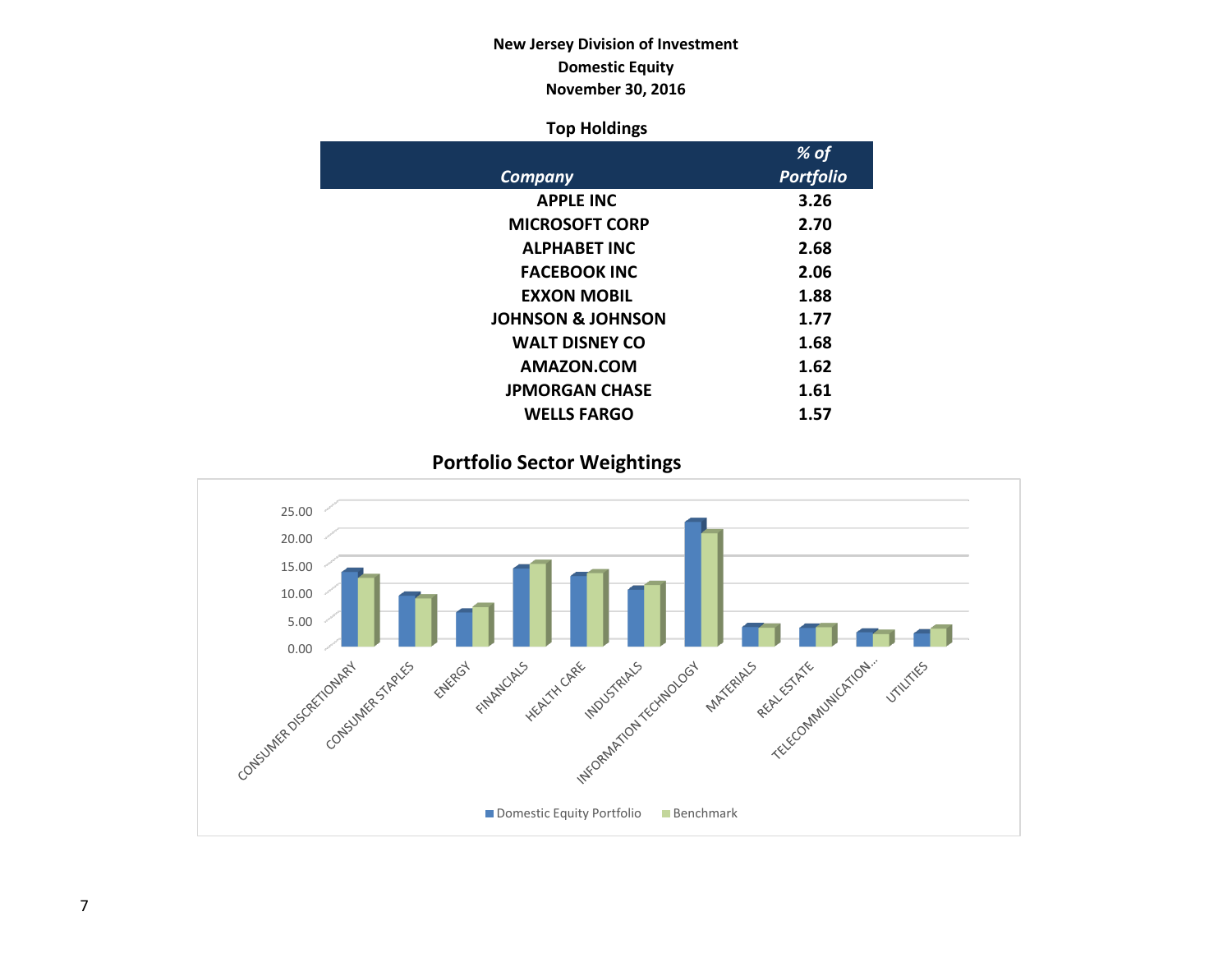**New Jersey Division of Investment**
**Domestic Equity**
**November 30, 2016**

### Top Holdings

| *Company* | *% of Portfolio* |
|---|---|
| APPLE INC | 3.26 |
| MICROSOFT CORP | 2.70 |
| ALPHABET INC | 2.68 |
| FACEBOOK INC | 2.06 |
| EXXON MOBIL | 1.88 |
| JOHNSON & JOHNSON | 1.77 |
| WALT DISNEY CO | 1.68 |
| AMAZON.COM | 1.62 |
| JPMORGAN CHASE | 1.61 |
| WELLS FARGO | 1.57 |

### Portfolio Sector Weightings

Sectors: CONSUMER DISCRETIONARY, CONSUMER STAPLES, ENERGY, FINANCIALS, HEALTH CARE, INDUSTRIALS, INFORMATION TECHNOLOGY, MATERIALS, REAL ESTATE, TELECOMMUNICATION..., UTILITIES

Y-axis: 0.00, 5.00, 10.00, 15.00, 20.00, 25.00

Legend: Domestic Equity Portfolio, Benchmark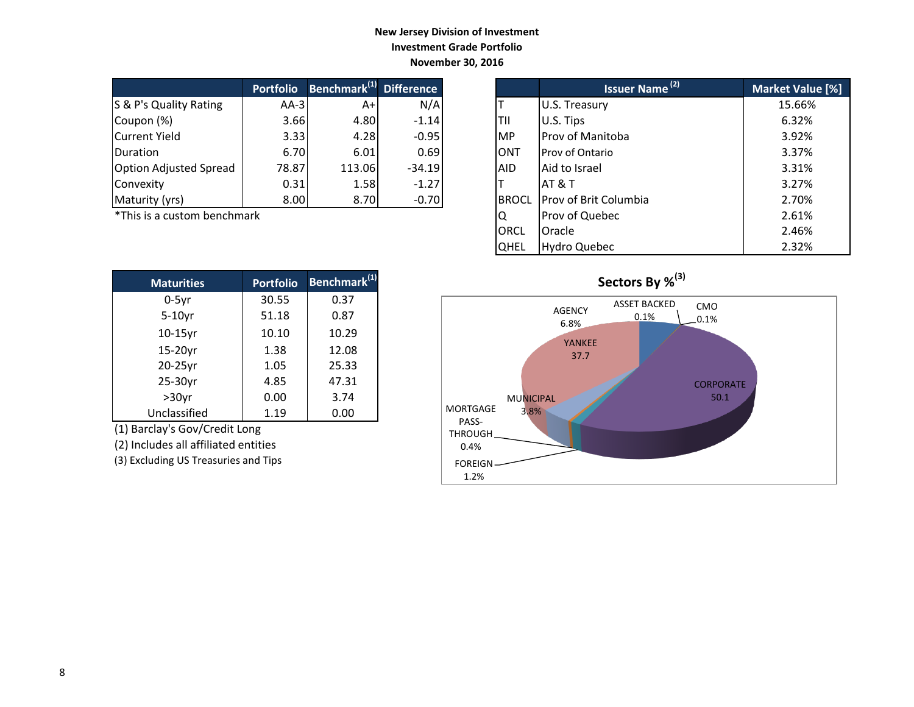**New Jersey Division of Investment**
**Investment Grade Portfolio**
**November 30, 2016**

| | Portfolio | Benchmark[1] | Difference |
|---|---|---|---|
| S & P's Quality Rating | AA-3 | A+ | N/A |
| Coupon (%) | 3.66 | 4.80 | -1.14 |
| Current Yield | 3.33 | 4.28 | -0.95 |
| Duration | 6.70 | 6.01 | 0.69 |
| Option Adjusted Spread | 78.87 | 113.06 | -34.19 |
| Convexity | 0.31 | 1.58 | -1.27 |
| Maturity (yrs) | 8.00 | 8.70 | -0.70 |

*This is a custom benchmark

| | Issuer Name [2] | Market Value [%] |
|---|---|---|
| T | U.S. Treasury | 15.66% |
| TII | U.S. Tips | 6.32% |
| MP | Prov of Manitoba | 3.92% |
| ONT | Prov of Ontario | 3.37% |
| AID | Aid to Israel | 3.31% |
| T | AT & T | 3.27% |
| BROCL | Prov of Brit Columbia | 2.70% |
| Q | Prov of Quebec | 2.61% |
| ORCL | Oracle | 2.46% |
| QHEL | Hydro Quebec | 2.32% |

| Maturities | Portfolio | Benchmark[1] |
|---|---|---|
| 0-5yr | 30.55 | 0.37 |
| 5-10yr | 51.18 | 0.87 |
| 10-15yr | 10.10 | 10.29 |
| 15-20yr | 1.38 | 12.08 |
| 20-25yr | 1.05 | 25.33 |
| 25-30yr | 4.85 | 47.31 |
| >30yr | 0.00 | 3.74 |
| Unclassified | 1.19 | 0.00 |

(1) Barclay's Gov/Credit Long
(2) Includes all affiliated entities
(3) Excluding US Treasuries and Tips

**Sectors By %[3]**

| Sector | % |
|---|---|
| AGENCY | 6.8% |
| ASSET BACKED | 0.1% |
| CMO | 0.1% |
| YANKEE | 37.7 |
| CORPORATE | 50.1 |
| MUNICIPAL | 3.8% |
| MORTGAGE PASS-THROUGH | 0.4% |
| FOREIGN | 1.2% |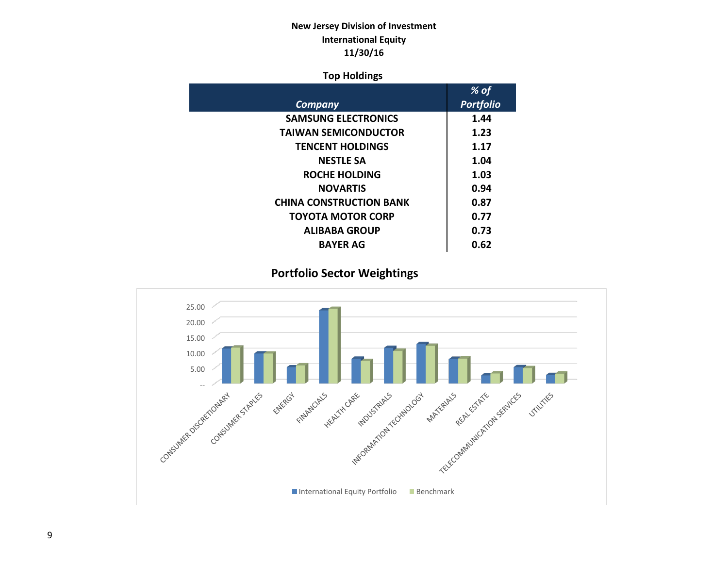**New Jersey Division of Investment**
**International Equity**
**11/30/16**

**Top Holdings**

| *Company* | *% of Portfolio* |
|---|---|
| SAMSUNG ELECTRONICS | 1.44 |
| TAIWAN SEMICONDUCTOR | 1.23 |
| TENCENT HOLDINGS | 1.17 |
| NESTLE SA | 1.04 |
| ROCHE HOLDING | 1.03 |
| NOVARTIS | 0.94 |
| CHINA CONSTRUCTION BANK | 0.87 |
| TOYOTA MOTOR CORP | 0.77 |
| ALIBABA GROUP | 0.73 |
| BAYER AG | 0.62 |

## Portfolio Sector Weightings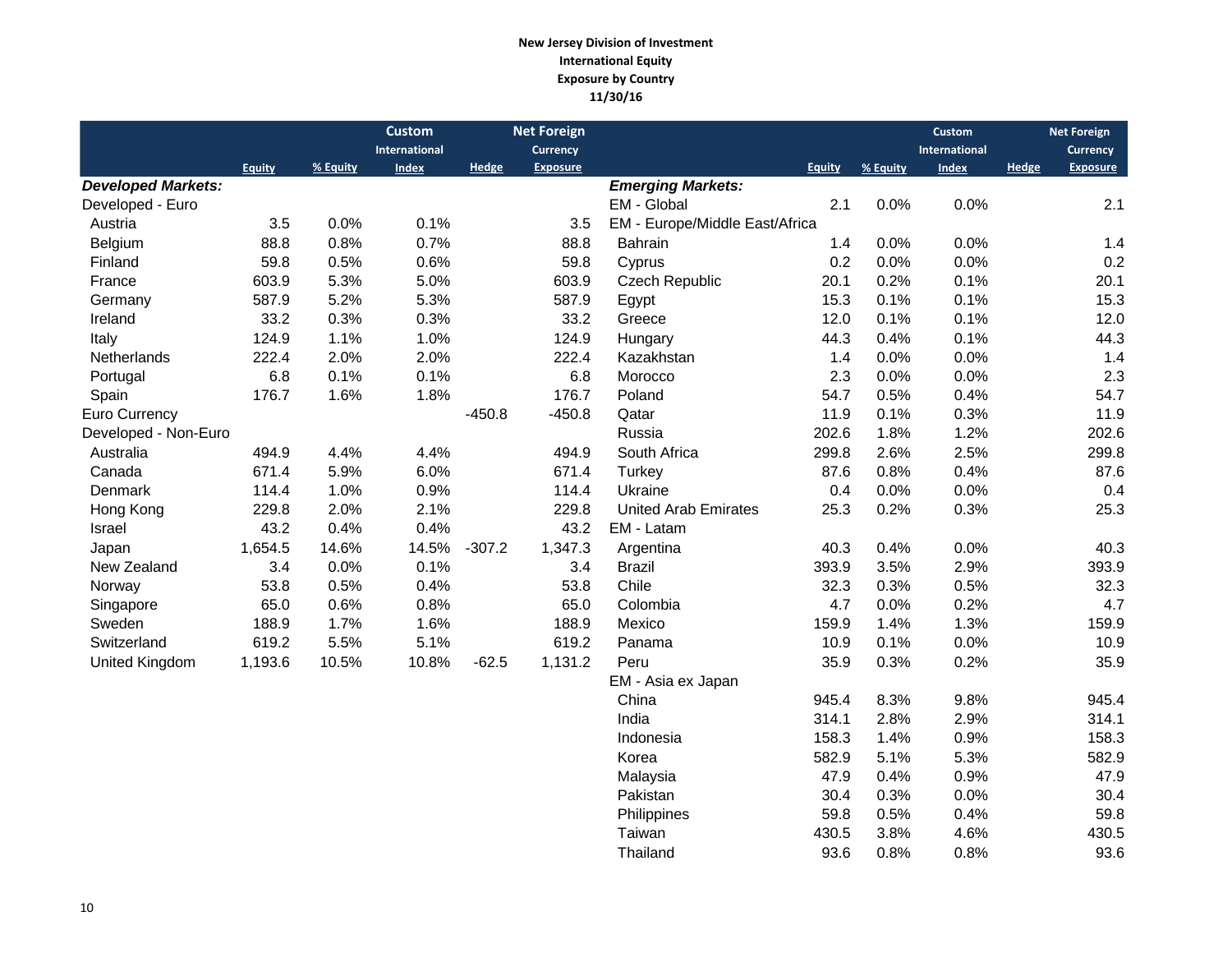**New Jersey Division of Investment**
**International Equity**
**Exposure by Country**
**11/30/16**

| | Equity | % Equity | Custom International Index | Hedge | Net Foreign Currency Exposure |
|---|---|---|---|---|---|
| ***Developed Markets:*** | | | | | |
| Developed - Euro | | | | | |
| Austria | 3.5 | 0.0% | 0.1% | | 3.5 |
| Belgium | 88.8 | 0.8% | 0.7% | | 88.8 |
| Finland | 59.8 | 0.5% | 0.6% | | 59.8 |
| France | 603.9 | 5.3% | 5.0% | | 603.9 |
| Germany | 587.9 | 5.2% | 5.3% | | 587.9 |
| Ireland | 33.2 | 0.3% | 0.3% | | 33.2 |
| Italy | 124.9 | 1.1% | 1.0% | | 124.9 |
| Netherlands | 222.4 | 2.0% | 2.0% | | 222.4 |
| Portugal | 6.8 | 0.1% | 0.1% | | 6.8 |
| Spain | 176.7 | 1.6% | 1.8% | | 176.7 |
| Euro Currency | | | | -450.8 | -450.8 |
| Developed - Non-Euro | | | | | |
| Australia | 494.9 | 4.4% | 4.4% | | 494.9 |
| Canada | 671.4 | 5.9% | 6.0% | | 671.4 |
| Denmark | 114.4 | 1.0% | 0.9% | | 114.4 |
| Hong Kong | 229.8 | 2.0% | 2.1% | | 229.8 |
| Israel | 43.2 | 0.4% | 0.4% | | 43.2 |
| Japan | 1,654.5 | 14.6% | 14.5% | -307.2 | 1,347.3 |
| New Zealand | 3.4 | 0.0% | 0.1% | | 3.4 |
| Norway | 53.8 | 0.5% | 0.4% | | 53.8 |
| Singapore | 65.0 | 0.6% | 0.8% | | 65.0 |
| Sweden | 188.9 | 1.7% | 1.6% | | 188.9 |
| Switzerland | 619.2 | 5.5% | 5.1% | | 619.2 |
| United Kingdom | 1,193.6 | 10.5% | 10.8% | -62.5 | 1,131.2 |

| | Equity | % Equity | Custom International Index | Hedge | Net Foreign Currency Exposure |
|---|---|---|---|---|---|
| ***Emerging Markets:*** | | | | | |
| EM - Global | 2.1 | 0.0% | 0.0% | | 2.1 |
| EM - Europe/Middle East/Africa | | | | | |
| Bahrain | 1.4 | 0.0% | 0.0% | | 1.4 |
| Cyprus | 0.2 | 0.0% | 0.0% | | 0.2 |
| Czech Republic | 20.1 | 0.2% | 0.1% | | 20.1 |
| Egypt | 15.3 | 0.1% | 0.1% | | 15.3 |
| Greece | 12.0 | 0.1% | 0.1% | | 12.0 |
| Hungary | 44.3 | 0.4% | 0.1% | | 44.3 |
| Kazakhstan | 1.4 | 0.0% | 0.0% | | 1.4 |
| Morocco | 2.3 | 0.0% | 0.0% | | 2.3 |
| Poland | 54.7 | 0.5% | 0.4% | | 54.7 |
| Qatar | 11.9 | 0.1% | 0.3% | | 11.9 |
| Russia | 202.6 | 1.8% | 1.2% | | 202.6 |
| South Africa | 299.8 | 2.6% | 2.5% | | 299.8 |
| Turkey | 87.6 | 0.8% | 0.4% | | 87.6 |
| Ukraine | 0.4 | 0.0% | 0.0% | | 0.4 |
| United Arab Emirates | 25.3 | 0.2% | 0.3% | | 25.3 |
| EM - Latam | | | | | |
| Argentina | 40.3 | 0.4% | 0.0% | | 40.3 |
| Brazil | 393.9 | 3.5% | 2.9% | | 393.9 |
| Chile | 32.3 | 0.3% | 0.5% | | 32.3 |
| Colombia | 4.7 | 0.0% | 0.2% | | 4.7 |
| Mexico | 159.9 | 1.4% | 1.3% | | 159.9 |
| Panama | 10.9 | 0.1% | 0.0% | | 10.9 |
| Peru | 35.9 | 0.3% | 0.2% | | 35.9 |
| EM - Asia ex Japan | | | | | |
| China | 945.4 | 8.3% | 9.8% | | 945.4 |
| India | 314.1 | 2.8% | 2.9% | | 314.1 |
| Indonesia | 158.3 | 1.4% | 0.9% | | 158.3 |
| Korea | 582.9 | 5.1% | 5.3% | | 582.9 |
| Malaysia | 47.9 | 0.4% | 0.9% | | 47.9 |
| Pakistan | 30.4 | 0.3% | 0.0% | | 30.4 |
| Philippines | 59.8 | 0.5% | 0.4% | | 59.8 |
| Taiwan | 430.5 | 3.8% | 4.6% | | 430.5 |
| Thailand | 93.6 | 0.8% | 0.8% | | 93.6 |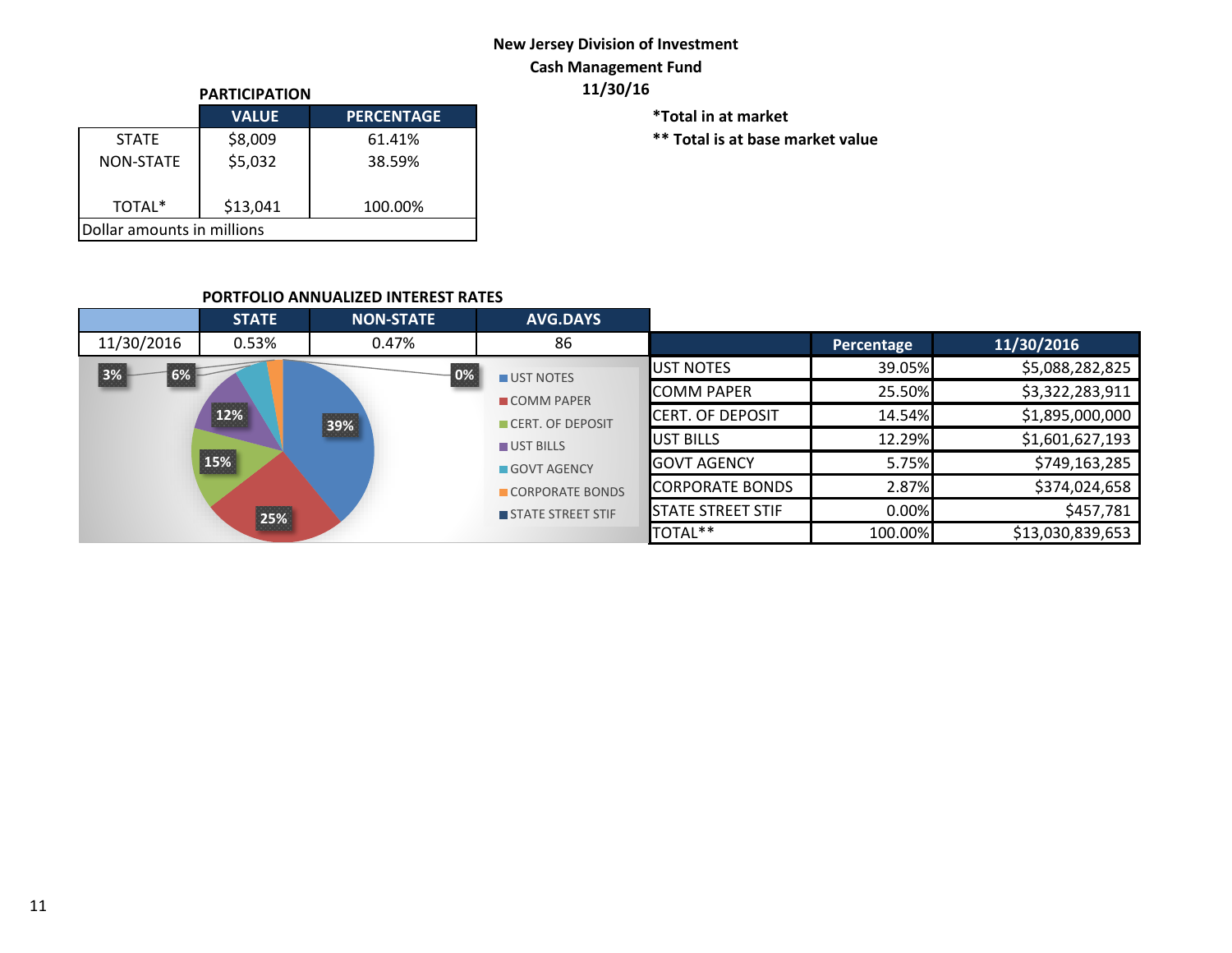# New Jersey Division of Investment
## Cash Management Fund
## 11/30/16

**PARTICIPATION**

| | VALUE | PERCENTAGE |
|---|---|---|
| STATE | $8,009 | 61.41% |
| NON-STATE | $5,032 | 38.59% |
| TOTAL* | $13,041 | 100.00% |
| Dollar amounts in millions | | |

*Total in at market

** Total is at base market value

**PORTFOLIO ANNUALIZED INTEREST RATES**

| | STATE | NON-STATE | AVG.DAYS |
|---|---|---|---|
| 11/30/2016 | 0.53% | 0.47% | 86 |

| | Percentage | 11/30/2016 |
|---|---|---|
| UST NOTES | 39.05% | $5,088,282,825 |
| COMM PAPER | 25.50% | $3,322,283,911 |
| CERT. OF DEPOSIT | 14.54% | $1,895,000,000 |
| UST BILLS | 12.29% | $1,601,627,193 |
| GOVT AGENCY | 5.75% | $749,163,285 |
| CORPORATE BONDS | 2.87% | $374,024,658 |
| STATE STREET STIF | 0.00% | $457,781 |
| TOTAL** | 100.00% | $13,030,839,653 |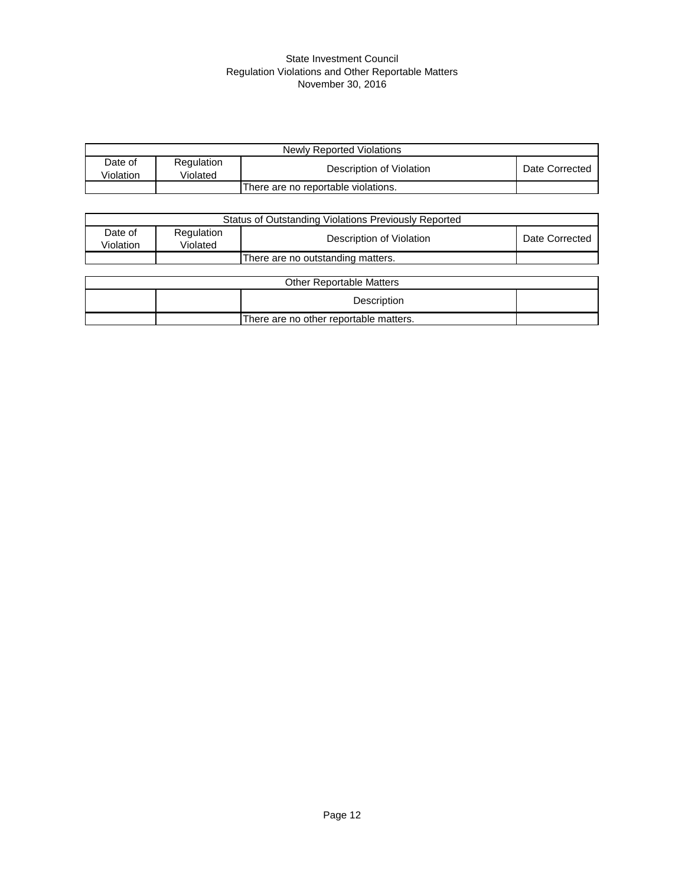State Investment Council
Regulation Violations and Other Reportable Matters
November 30, 2016

| Newly Reported Violations | | | |
|---|---|---|---|
| Date of Violation | Regulation Violated | Description of Violation | Date Corrected |
| | | There are no reportable violations. | |

| Status of Outstanding Violations Previously Reported | | | |
|---|---|---|---|
| Date of Violation | Regulation Violated | Description of Violation | Date Corrected |
| | | There are no outstanding matters. | |

| Other Reportable Matters | | | |
|---|---|---|---|
| | | Description | |
| | | There are no other reportable matters. | |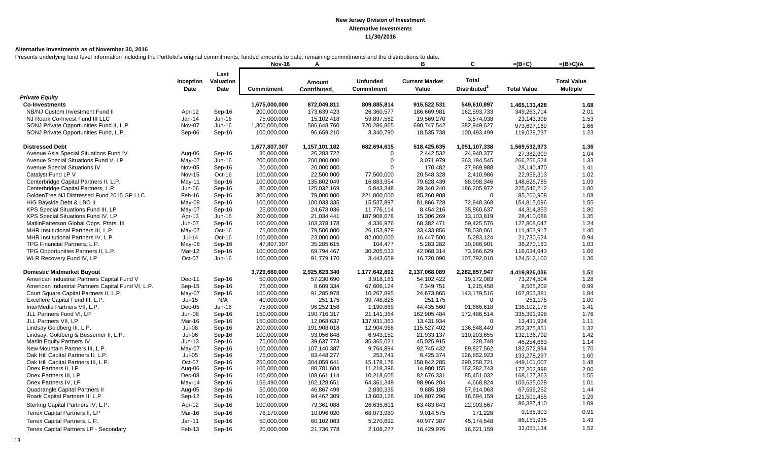# New Jersey Division of Investment
## Alternative Investments
### 11/30/2016

**Alternative Investments as of November 30, 2016**

Presents underlying fund level information including the Portfolio's original commitments, funded amounts to date, remaining commitments and the distributions to date.

| | Inception Date | Last Valuation Date | Nov-16<br>Commitment | A<br>Amount Contributed[1] | Unfunded Commitment | B<br>Current Market Value | C<br>Total Distributed[2] | =(B+C)<br>Total Value | =(B+C)/A<br>Total Value Multiple |
|---|---|---|---|---|---|---|---|---|---|
| ***Private Equity*** | | | | | | | | | |
| **Co-Investments** | | | 1,675,000,000 | 872,049,811 | 809,885,814 | 915,522,531 | 549,610,897 | 1,465,133,428 | 1.68 |
| NB/NJ Custom Investment Fund II | Apr-12 | Sep-16 | 200,000,000 | 173,639,423 | 26,360,577 | 186,669,981 | 162,593,733 | 349,263,714 | 2.01 |
| NJ Roark Co-Invest Fund III LLC | Jan-14 | Jun-16 | 75,000,000 | 15,102,418 | 59,897,582 | 19,569,270 | 3,574,038 | 23,143,308 | 1.53 |
| SONJ Private Opportunities Fund II, L.P. | Nov-07 | Jun-16 | 1,300,000,000 | 586,648,760 | 720,286,865 | 690,747,542 | 282,949,627 | 973,697,169 | 1.66 |
| SONJ Private Opportunities Fund, L.P. | Sep-06 | Sep-16 | 100,000,000 | 96,659,210 | 3,340,790 | 18,535,738 | 100,493,499 | 119,029,237 | 1.23 |
| **Distressed Debt** | | | 1,677,807,307 | 1,157,101,182 | 682,694,615 | 518,425,635 | 1,051,107,338 | 1,569,532,973 | 1.36 |
| Avenue Asia Special Situations Fund IV | Aug-06 | Sep-16 | 30,000,000 | 26,283,722 | 0 | 2,442,532 | 24,940,377 | 27,382,909 | 1.04 |
| Avenue Special Situations Fund V, LP | May-07 | Jun-16 | 200,000,000 | 200,000,000 | 0 | 3,071,979 | 263,184,545 | 266,256,524 | 1.33 |
| Avenue Special Situations IV | Nov-05 | Sep-16 | 20,000,000 | 20,000,000 | 0 | 170,482 | 27,969,988 | 28,140,470 | 1.41 |
| Catalyst Fund LP V | Nov-15 | Oct-16 | 100,000,000 | 22,500,000 | 77,500,000 | 20,548,328 | 2,410,986 | 22,959,313 | 1.02 |
| Centerbridge Capital Partners II, L.P. | May-11 | Sep-16 | 100,000,000 | 135,802,049 | 16,883,954 | 79,628,439 | 68,998,346 | 148,626,785 | 1.09 |
| Centerbridge Capital Partners, L.P. | Jun-06 | Sep-16 | 80,000,000 | 125,032,169 | 5,843,348 | 39,340,240 | 186,205,972 | 225,546,212 | 1.80 |
| GoldenTree NJ Distressed Fund 2015 GP LLC | Feb-16 | Sep-16 | 300,000,000 | 79,000,000 | 221,000,000 | 85,260,908 | 0 | 85,260,908 | 1.08 |
| HIG Bayside Debt & LBO II | May-08 | Sep-16 | 100,000,000 | 100,033,335 | 15,537,897 | 81,866,728 | 72,948,368 | 154,815,096 | 1.55 |
| KPS Special Situations Fund III, LP | May-07 | Sep-16 | 25,000,000 | 24,678,036 | 11,776,114 | 8,454,216 | 35,860,637 | 44,314,853 | 1.80 |
| KPS Special Situations Fund IV, LP | Apr-13 | Jun-16 | 200,000,000 | 21,034,441 | 187,908,678 | 15,306,269 | 13,103,819 | 28,410,088 | 1.35 |
| MatlinPatterson Global Opps. Ptnrs. III | Jun-07 | Sep-16 | 100,000,000 | 103,378,178 | 4,336,976 | 68,382,471 | 59,425,576 | 127,808,047 | 1.24 |
| MHR Institutional Partners III, L.P. | May-07 | Oct-16 | 75,000,000 | 79,500,000 | 26,153,979 | 33,433,856 | 78,030,061 | 111,463,917 | 1.40 |
| MHR Institutional Partners IV, L.P. | Jul-14 | Oct-16 | 100,000,000 | 23,000,000 | 82,000,000 | 16,447,500 | 5,283,124 | 21,730,624 | 0.94 |
| TPG Financial Partners, L.P. | May-08 | Sep-16 | 47,807,307 | 35,285,615 | 104,477 | 5,283,282 | 30,986,901 | 36,270,183 | 1.03 |
| TPG Opportunities Partners II, L.P. | Mar-12 | Sep-16 | 100,000,000 | 69,794,467 | 30,205,533 | 42,068,314 | 73,966,629 | 116,034,943 | 1.66 |
| WLR Recovery Fund IV, LP | Oct-07 | Jun-16 | 100,000,000 | 91,779,170 | 3,443,659 | 16,720,090 | 107,792,010 | 124,512,100 | 1.36 |
| **Domestic Midmarket Buyout** | | | 3,729,660,000 | 2,925,623,340 | 1,177,642,802 | 2,137,068,089 | 2,282,857,947 | 4,419,926,036 | 1.51 |
| American Industrial Partners Capital Fund V | Dec-11 | Sep-16 | 50,000,000 | 57,230,690 | 3,918,181 | 54,102,422 | 19,172,083 | 73,274,504 | 1.28 |
| American Industrial Partners Capital Fund VI, L.P. | Sep-15 | Sep-16 | 75,000,000 | 8,609,334 | 67,606,124 | 7,349,751 | 1,215,458 | 8,565,209 | 0.99 |
| Court Square Capital Partners II, L.P. | May-07 | Sep-16 | 100,000,000 | 91,285,978 | 10,267,895 | 24,673,865 | 143,179,516 | 167,853,381 | 1.84 |
| Excellere Capital Fund III, L.P. | Jul-15 | N/A | 40,000,000 | 251,175 | 39,748,825 | 251,175 | 0 | 251,175 | 1.00 |
| InterMedia Partners VII, L.P. | Dec-05 | Jun-16 | 75,000,000 | 96,252,158 | 1,190,669 | 44,435,560 | 91,666,618 | 136,102,178 | 1.41 |
| JLL Partners Fund VI, LP | Jun-08 | Sep-16 | 150,000,000 | 190,716,317 | 21,141,364 | 162,905,484 | 172,486,514 | 335,391,998 | 1.76 |
| JLL Partners VII, LP | Mar-16 | Sep-16 | 150,000,000 | 12,068,637 | 137,931,363 | 13,431,934 | 0 | 13,431,934 | 1.11 |
| Lindsay Goldberg III, L.P. | Jul-08 | Sep-16 | 200,000,000 | 191,908,018 | 12,904,968 | 115,527,402 | 136,848,449 | 252,375,851 | 1.32 |
| Lindsay, Goldberg & Bessemer II, L.P. | Jul-06 | Sep-16 | 100,000,000 | 93,056,848 | 6,943,152 | 21,933,137 | 110,203,655 | 132,136,792 | 1.42 |
| Marlin Equity Partners IV | Jun-13 | Sep-16 | 75,000,000 | 39,637,773 | 35,365,021 | 45,025,915 | 228,748 | 45,254,663 | 1.14 |
| New Mountain Partners III, L.P. | May-07 | Sep-16 | 100,000,000 | 107,140,387 | 9,764,894 | 92,745,432 | 89,827,562 | 182,572,994 | 1.70 |
| Oak Hill Capital Partners II, L.P. | Jul-05 | Sep-16 | 75,000,000 | 83,448,277 | 253,741 | 6,425,374 | 126,852,923 | 133,278,297 | 1.60 |
| Oak Hill Capital Partners III, L.P. | Oct-07 | Sep-16 | 250,000,000 | 304,059,641 | 15,178,176 | 158,842,285 | 290,258,721 | 449,101,007 | 1.48 |
| Onex Partners II, LP | Aug-06 | Sep-16 | 100,000,000 | 88,781,604 | 11,218,396 | 14,980,155 | 162,282,743 | 177,262,898 | 2.00 |
| Onex Partners III, LP | Dec-08 | Sep-16 | 100,000,000 | 108,661,114 | 10,218,605 | 82,676,331 | 85,451,032 | 168,127,363 | 1.55 |
| Onex Partners IV, LP | May-14 | Sep-16 | 166,490,000 | 102,128,651 | 64,361,349 | 98,966,204 | 4,668,824 | 103,635,028 | 1.01 |
| Quadrangle Capital Partners II | Aug-05 | Sep-16 | 50,000,000 | 46,867,499 | 2,830,335 | 9,685,188 | 57,914,063 | 67,599,252 | 1.44 |
| Roark Capital Partners III L.P. | Sep-12 | Sep-16 | 100,000,000 | 94,462,309 | 13,603,128 | 104,807,296 | 16,694,159 | 121,501,455 | 1.29 |
| Sterling Capital Partners IV, L.P. | Apr-12 | Sep-16 | 100,000,000 | 79,361,088 | 26,635,601 | 63,483,843 | 22,903,567 | 86,387,410 | 1.09 |
| Tenex Capital Partners II, LP | Mar-16 | Sep-16 | 78,170,000 | 10,096,020 | 68,073,980 | 9,014,575 | 171,228 | 9,185,803 | 0.91 |
| Tenex Capital Partners, L.P. | Jan-11 | Sep-16 | 50,000,000 | 60,102,083 | 5,270,692 | 40,977,387 | 45,174,548 | 86,151,935 | 1.43 |
| Tenex Capital Partners LP - Secondary | Feb-13 | Sep-16 | 20,000,000 | 21,736,778 | 2,108,277 | 16,429,976 | 16,621,159 | 33,051,134 | 1.52 |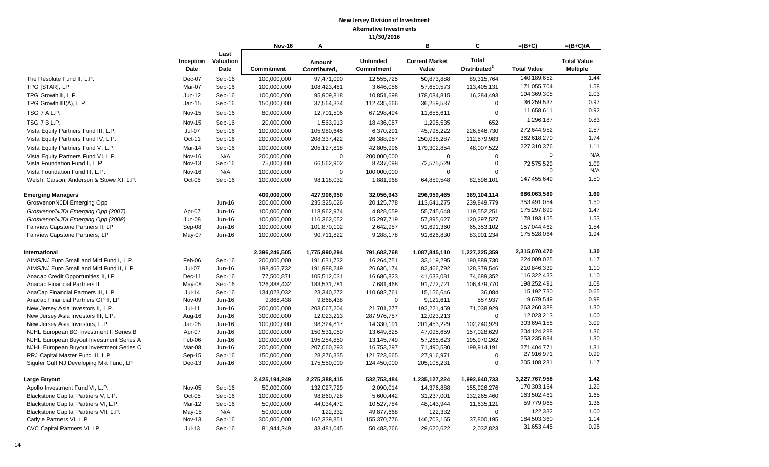**New Jersey Division of Investment**
**Alternative Investments**
**11/30/2016**

| | | | Nov-16 | A | | B | C | =(B+C) | =(B+C)/A |
|---|---|---|---|---|---|---|---|---|---|
| | Inception Date | Last Valuation Date | Commitment | Amount Contributed[1] | Unfunded Commitment | Current Market Value | Total Distributed[2] | Total Value | Total Value Multiple |
| The Resolute Fund II, L.P. | Dec-07 | Sep-16 | 100,000,000 | 97,471,090 | 12,555,725 | 50,873,888 | 89,315,764 | 140,189,652 | 1.44 |
| TPG [STAR], LP | Mar-07 | Sep-16 | 100,000,000 | 108,423,481 | 3,646,056 | 57,650,573 | 113,405,131 | 171,055,704 | 1.58 |
| TPG Growth II, L.P. | Jun-12 | Sep-16 | 100,000,000 | 95,909,818 | 10,851,698 | 178,084,815 | 16,284,493 | 194,369,308 | 2.03 |
| TPG Growth III(A), L.P. | Jan-15 | Sep-16 | 150,000,000 | 37,564,334 | 112,435,666 | 36,259,537 | 0 | 36,259,537 | 0.97 |
| TSG 7 A L.P. | Nov-15 | Sep-16 | 80,000,000 | 12,701,506 | 67,298,494 | 11,658,611 | 0 | 11,658,611 | 0.92 |
| TSG 7 B L.P. | Nov-15 | Sep-16 | 20,000,000 | 1,563,913 | 18,436,087 | 1,295,535 | 652 | 1,296,187 | 0.83 |
| Vista Equity Partners Fund III, L.P. | Jul-07 | Sep-16 | 100,000,000 | 105,980,645 | 6,370,291 | 45,798,222 | 226,846,730 | 272,644,952 | 2.57 |
| Vista Equity Partners Fund IV, L.P. | Oct-11 | Sep-16 | 200,000,000 | 208,337,422 | 26,388,987 | 250,038,287 | 112,579,983 | 362,618,270 | 1.74 |
| Vista Equity Partners Fund V, L.P. | Mar-14 | Sep-16 | 200,000,000 | 205,127,818 | 42,805,996 | 179,302,854 | 48,007,522 | 227,310,376 | 1.11 |
| Vista Equity Partners Fund VI, L.P. | Nov-16 | N/A | 200,000,000 | 0 | 200,000,000 | 0 | 0 | 0 | N/A |
| Vista Foundation Fund II, L.P. | Nov-13 | Sep-16 | 75,000,000 | 66,562,902 | 8,437,098 | 72,575,529 | 0 | 72,575,529 | 1.09 |
| Vista Foundation Fund III, L.P. | Nov-16 | N/A | 100,000,000 | 0 | 100,000,000 | 0 | 0 | 0 | N/A |
| Welsh, Carson, Anderson & Stowe XI, L.P. | Oct-08 | Sep-16 | 100,000,000 | 98,118,032 | 1,881,968 | 64,859,548 | 82,596,101 | 147,455,649 | 1.50 |
| **Emerging Managers** | | | **400,000,000** | **427,906,950** | **32,056,943** | **296,959,465** | **389,104,114** | **686,063,580** | **1.60** |
| Grosvenor/NJDI Emerging Opp | | Jun-16 | 200,000,000 | 235,325,026 | 20,125,778 | 113,641,275 | 239,849,779 | 353,491,054 | 1.50 |
| *Grosvenor/NJDI Emerging Opp (2007)* | Apr-07 | Jun-16 | 100,000,000 | 118,962,974 | 4,828,059 | 55,745,648 | 119,552,251 | 175,297,899 | 1.47 |
| *Grosvenor/NJDI Emerging Opp (2008)* | Jun-08 | Jun-16 | 100,000,000 | 116,362,052 | 15,297,719 | 57,895,627 | 120,297,527 | 178,193,155 | 1.53 |
| Fairview Capstone Partners II, LP | Sep-08 | Jun-16 | 100,000,000 | 101,870,102 | 2,642,987 | 91,691,360 | 65,353,102 | 157,044,462 | 1.54 |
| Fairview Capstone Partners, LP | May-07 | Jun-16 | 100,000,000 | 90,711,822 | 9,288,178 | 91,626,830 | 83,901,234 | 175,528,064 | 1.94 |
| **International** | | | **2,396,246,505** | **1,775,990,294** | **791,682,768** | **1,087,845,110** | **1,227,225,359** | **2,315,070,470** | **1.30** |
| AIMS/NJ Euro Small and Mid Fund I, L.P. | Feb-06 | Sep-16 | 200,000,000 | 191,631,732 | 16,264,751 | 33,119,295 | 190,889,730 | 224,009,025 | 1.17 |
| AIMS/NJ Euro Small and Mid Fund II, L.P. | Jul-07 | Jun-16 | 198,465,732 | 191,988,249 | 26,636,174 | 82,466,792 | 128,379,546 | 210,846,339 | 1.10 |
| Anacap Credit Opportunities II, LP | Dec-11 | Sep-16 | 77,500,871 | 105,512,031 | 16,686,823 | 41,633,081 | 74,689,352 | 116,322,433 | 1.10 |
| Anacap Financial Partners II | May-08 | Sep-16 | 126,388,432 | 183,531,781 | 7,681,468 | 91,772,721 | 106,479,770 | 198,252,491 | 1.08 |
| AnaCap Financial Partners III, L.P. | Jul-14 | Sep-16 | 134,023,032 | 23,340,272 | 110,682,761 | 15,156,646 | 36,084 | 15,192,730 | 0.65 |
| Anacap Financial Partners GP II, LP | Nov-09 | Jun-16 | 9,868,438 | 9,868,438 | 0 | 9,121,611 | 557,937 | 9,679,549 | 0.98 |
| New Jersey Asia Investors II, L.P. | Jul-11 | Jun-16 | 200,000,000 | 203,067,204 | 21,701,277 | 192,221,459 | 71,038,929 | 263,260,388 | 1.30 |
| New Jersey Asia Investors III, L.P. | Aug-16 | Jun-16 | 300,000,000 | 12,023,213 | 287,976,787 | 12,023,213 | 0 | 12,023,213 | 1.00 |
| New Jersey Asia Investors, L.P. | Jan-08 | Jun-16 | 100,000,000 | 98,324,817 | 14,330,191 | 201,453,229 | 102,240,929 | 303,694,158 | 3.09 |
| NJHL European BO Investment II Series B | Apr-07 | Jun-16 | 200,000,000 | 150,531,080 | 13,649,825 | 47,095,659 | 157,028,629 | 204,124,288 | 1.36 |
| NJHL European Buyout Investment Series A | Feb-06 | Jun-16 | 200,000,000 | 195,284,850 | 13,145,749 | 57,265,623 | 195,970,262 | 253,235,884 | 1.30 |
| NJHL European Buyout Investment Series C | Mar-08 | Jun-16 | 200,000,000 | 207,060,293 | 16,753,297 | 71,490,580 | 199,914,191 | 271,404,771 | 1.31 |
| RRJ Capital Master Fund III, L.P. | Sep-15 | Sep-16 | 150,000,000 | 28,276,335 | 121,723,665 | 27,916,971 | 0 | 27,916,971 | 0.99 |
| Siguler Guff NJ Developing Mkt Fund, LP | Dec-13 | Jun-16 | 300,000,000 | 175,550,000 | 124,450,000 | 205,108,231 | 0 | 205,108,231 | 1.17 |
| **Large Buyout** | | | **2,425,194,249** | **2,275,388,415** | **532,753,484** | **1,235,127,224** | **1,992,640,733** | **3,227,767,958** | **1.42** |
| Apollo Investment Fund VI, L.P. | Nov-05 | Sep-16 | 50,000,000 | 132,027,729 | 2,090,014 | 14,376,888 | 155,926,276 | 170,303,164 | 1.29 |
| Blackstone Capital Partners V, L.P. | Oct-05 | Sep-16 | 100,000,000 | 98,860,728 | 5,600,442 | 31,237,001 | 132,265,460 | 163,502,461 | 1.65 |
| Blackstone Capital Partners VI, L.P. | Mar-12 | Sep-16 | 50,000,000 | 44,034,472 | 10,527,784 | 48,143,944 | 11,635,121 | 59,779,065 | 1.36 |
| Blackstone Capital Partners VII, L.P. | May-15 | N/A | 50,000,000 | 122,332 | 49,877,668 | 122,332 | 0 | 122,332 | 1.00 |
| Carlyle Partners VI, L.P. | Nov-13 | Sep-16 | 300,000,000 | 162,339,851 | 155,370,776 | 146,703,165 | 37,800,195 | 184,503,360 | 1.14 |
| CVC Capital Partners VI, LP | Jul-13 | Sep-16 | 81,944,249 | 33,481,045 | 50,483,266 | 29,620,622 | 2,032,823 | 31,653,445 | 0.95 |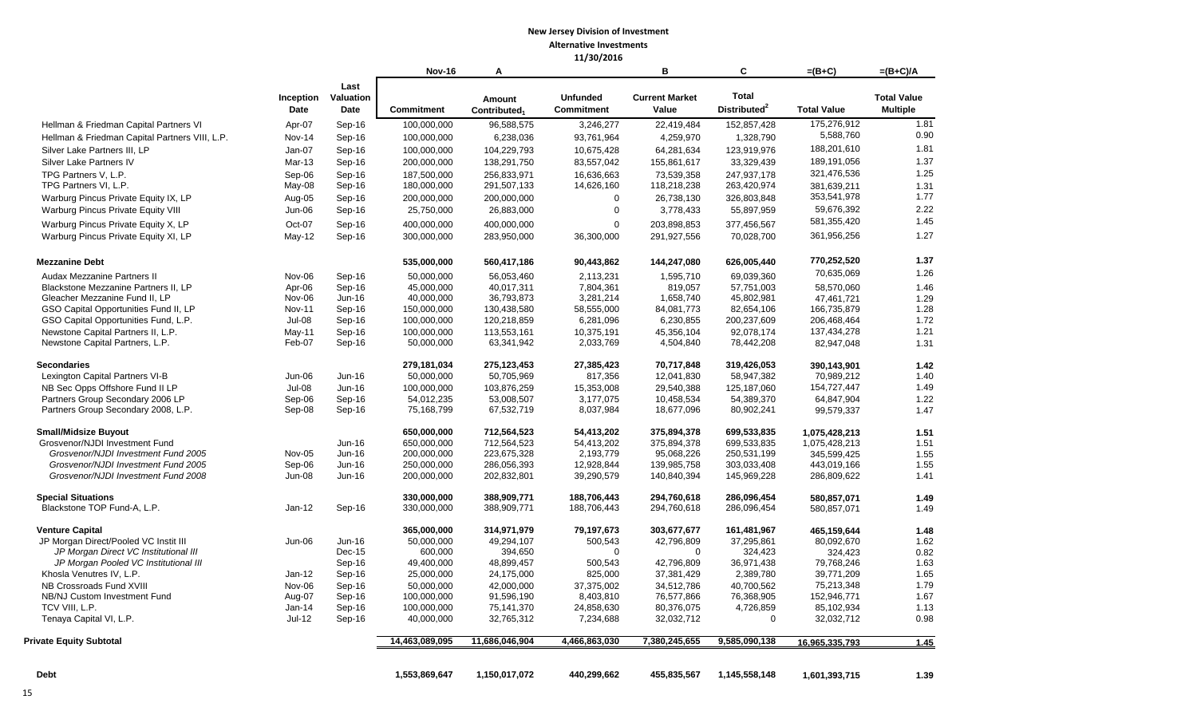**New Jersey Division of Investment**
**Alternative Investments**
**11/30/2016**

| | Inception Date | Last Valuation Date | Nov-16 Commitment | A Amount Contributed[1] | Unfunded Commitment | B Current Market Value | C Total Distributed[2] | =(B+C) Total Value | =(B+C)/A Total Value Multiple |
|---|---|---|---|---|---|---|---|---|---|
| Hellman & Friedman Capital Partners VI | Apr-07 | Sep-16 | 100,000,000 | 96,588,575 | 3,246,277 | 22,419,484 | 152,857,428 | 175,276,912 | 1.81 |
| Hellman & Friedman Capital Partners VIII, L.P. | Nov-14 | Sep-16 | 100,000,000 | 6,238,036 | 93,761,964 | 4,259,970 | 1,328,790 | 5,588,760 | 0.90 |
| Silver Lake Partners III, LP | Jan-07 | Sep-16 | 100,000,000 | 104,229,793 | 10,675,428 | 64,281,634 | 123,919,976 | 188,201,610 | 1.81 |
| Silver Lake Partners IV | Mar-13 | Sep-16 | 200,000,000 | 138,291,750 | 83,557,042 | 155,861,617 | 33,329,439 | 189,191,056 | 1.37 |
| TPG Partners V, L.P. | Sep-06 | Sep-16 | 187,500,000 | 256,833,971 | 16,636,663 | 73,539,358 | 247,937,178 | 321,476,536 | 1.25 |
| TPG Partners VI, L.P. | May-08 | Sep-16 | 180,000,000 | 291,507,133 | 14,626,160 | 118,218,238 | 263,420,974 | 381,639,211 | 1.31 |
| Warburg Pincus Private Equity IX, LP | Aug-05 | Sep-16 | 200,000,000 | 200,000,000 | 0 | 26,738,130 | 326,803,848 | 353,541,978 | 1.77 |
| Warburg Pincus Private Equity VIII | Jun-06 | Sep-16 | 25,750,000 | 26,883,000 | 0 | 3,778,433 | 55,897,959 | 59,676,392 | 2.22 |
| Warburg Pincus Private Equity X, LP | Oct-07 | Sep-16 | 400,000,000 | 400,000,000 | 0 | 203,898,853 | 377,456,567 | 581,355,420 | 1.45 |
| Warburg Pincus Private Equity XI, LP | May-12 | Sep-16 | 300,000,000 | 283,950,000 | 36,300,000 | 291,927,556 | 70,028,700 | 361,956,256 | 1.27 |
| **Mezzanine Debt** | | | **535,000,000** | **560,417,186** | **90,443,862** | **144,247,080** | **626,005,440** | **770,252,520** | **1.37** |
| Audax Mezzanine Partners II | Nov-06 | Sep-16 | 50,000,000 | 56,053,460 | 2,113,231 | 1,595,710 | 69,039,360 | 70,635,069 | 1.26 |
| Blackstone Mezzanine Partners II, LP | Apr-06 | Sep-16 | 45,000,000 | 40,017,311 | 7,804,361 | 819,057 | 57,751,003 | 58,570,060 | 1.46 |
| Gleacher Mezzanine Fund II, LP | Nov-06 | Jun-16 | 40,000,000 | 36,793,873 | 3,281,214 | 1,658,740 | 45,802,981 | 47,461,721 | 1.29 |
| GSO Capital Opportunities Fund II, LP | Nov-11 | Sep-16 | 150,000,000 | 130,438,580 | 58,555,000 | 84,081,773 | 82,654,106 | 166,735,879 | 1.28 |
| GSO Capital Opportunities Fund, L.P. | Jul-08 | Sep-16 | 100,000,000 | 120,218,859 | 6,281,096 | 6,230,855 | 200,237,609 | 206,468,464 | 1.72 |
| Newstone Capital Partners II, L.P. | May-11 | Sep-16 | 100,000,000 | 113,553,161 | 10,375,191 | 45,356,104 | 92,078,174 | 137,434,278 | 1.21 |
| Newstone Capital Partners, L.P. | Feb-07 | Sep-16 | 50,000,000 | 63,341,942 | 2,033,769 | 4,504,840 | 78,442,208 | 82,947,048 | 1.31 |
| **Secondaries** | | | **279,181,034** | **275,123,453** | **27,385,423** | **70,717,848** | **319,426,053** | **390,143,901** | **1.42** |
| Lexington Capital Partners VI-B | Jun-06 | Jun-16 | 50,000,000 | 50,705,969 | 817,356 | 12,041,830 | 58,947,382 | 70,989,212 | 1.40 |
| NB Sec Opps Offshore Fund II LP | Jul-08 | Jun-16 | 100,000,000 | 103,876,259 | 15,353,008 | 29,540,388 | 125,187,060 | 154,727,447 | 1.49 |
| Partners Group Secondary 2006 LP | Sep-06 | Sep-16 | 54,012,235 | 53,008,507 | 3,177,075 | 10,458,534 | 54,389,370 | 64,847,904 | 1.22 |
| Partners Group Secondary 2008, L.P. | Sep-08 | Sep-16 | 75,168,799 | 67,532,719 | 8,037,984 | 18,677,096 | 80,902,241 | 99,579,337 | 1.47 |
| **Small/Midsize Buyout** | | | **650,000,000** | **712,564,523** | **54,413,202** | **375,894,378** | **699,533,835** | **1,075,428,213** | **1.51** |
| Grosvenor/NJDI Investment Fund | | Jun-16 | 650,000,000 | 712,564,523 | 54,413,202 | 375,894,378 | 699,533,835 | 1,075,428,213 | 1.51 |
| *Grosvenor/NJDI Investment Fund 2005* | Nov-05 | Jun-16 | 200,000,000 | 223,675,328 | 2,193,779 | 95,068,226 | 250,531,199 | 345,599,425 | 1.55 |
| *Grosvenor/NJDI Investment Fund 2005* | Sep-06 | Jun-16 | 250,000,000 | 286,056,393 | 12,928,844 | 139,985,758 | 303,033,408 | 443,019,166 | 1.55 |
| *Grosvenor/NJDI Investment Fund 2008* | Jun-08 | Jun-16 | 200,000,000 | 202,832,801 | 39,290,579 | 140,840,394 | 145,969,228 | 286,809,622 | 1.41 |
| **Special Situations** | | | **330,000,000** | **388,909,771** | **188,706,443** | **294,760,618** | **286,096,454** | **580,857,071** | **1.49** |
| Blackstone TOP Fund-A, L.P. | Jan-12 | Sep-16 | 330,000,000 | 388,909,771 | 188,706,443 | 294,760,618 | 286,096,454 | 580,857,071 | 1.49 |
| **Venture Capital** | | | **365,000,000** | **314,971,979** | **79,197,673** | **303,677,677** | **161,481,967** | **465,159,644** | **1.48** |
| JP Morgan Direct/Pooled VC Instit III | Jun-06 | Jun-16 | 50,000,000 | 49,294,107 | 500,543 | 42,796,809 | 37,295,861 | 80,092,670 | 1.62 |
| *JP Morgan Direct VC Institutional III* | | Dec-15 | 600,000 | 394,650 | 0 | 0 | 324,423 | 324,423 | 0.82 |
| *JP Morgan Pooled VC Institutional III* | | Sep-16 | 49,400,000 | 48,899,457 | 500,543 | 42,796,809 | 36,971,438 | 79,768,246 | 1.63 |
| Khosla Venutres IV, L.P. | Jan-12 | Sep-16 | 25,000,000 | 24,175,000 | 825,000 | 37,381,429 | 2,389,780 | 39,771,209 | 1.65 |
| NB Crossroads Fund XVIII | Nov-06 | Sep-16 | 50,000,000 | 42,000,000 | 37,375,002 | 34,512,786 | 40,700,562 | 75,213,348 | 1.79 |
| NB/NJ Custom Investment Fund | Aug-07 | Sep-16 | 100,000,000 | 91,596,190 | 8,403,810 | 76,577,866 | 76,368,905 | 152,946,771 | 1.67 |
| TCV VIII, L.P. | Jan-14 | Sep-16 | 100,000,000 | 75,141,370 | 24,858,630 | 80,376,075 | 4,726,859 | 85,102,934 | 1.13 |
| Tenaya Capital VI, L.P. | Jul-12 | Sep-16 | 40,000,000 | 32,765,312 | 7,234,688 | 32,032,712 | 0 | 32,032,712 | 0.98 |
| **Private Equity Subtotal** | | | **14,463,089,095** | **11,686,046,904** | **4,466,863,030** | **7,380,245,655** | **9,585,090,138** | **16,965,335,793** | **1.45** |
| **Debt** | | | **1,553,869,647** | **1,150,017,072** | **440,299,662** | **455,835,567** | **1,145,558,148** | **1,601,393,715** | **1.39** |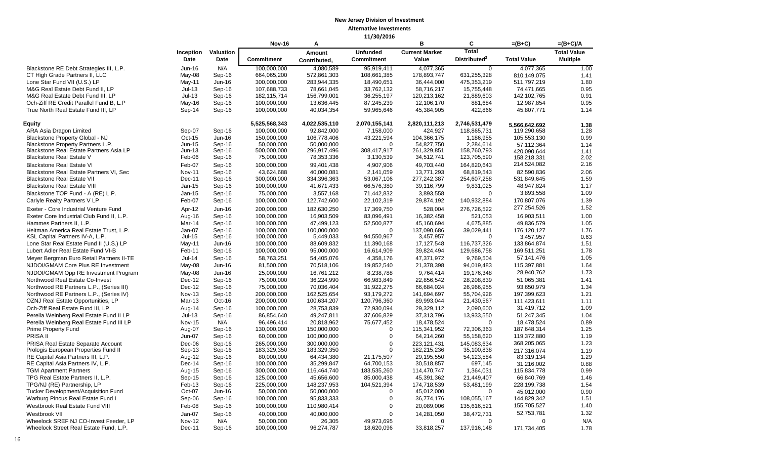# New Jersey Division of Investment

## Alternative Investments

### 11/30/2016

| | Inception Date | Valuation Date | Nov-16 Commitment | A Amount Contributed[1] | Unfunded Commitment | B Current Market Value | C Total Distributed[2] | =(B+C) Total Value | =(B+C)/A Total Value Multiple |
|---|---|---|---|---|---|---|---|---|---|
| Blackstone RE Debt Strategies III, L.P. | Jun-16 | N/A | 100,000,000 | 4,080,589 | 95,919,411 | 4,077,365 | 0 | 4,077,365 | 1.00 |
| CT High Grade Partners II, LLC | May-08 | Sep-16 | 664,065,200 | 572,861,303 | 108,661,385 | 178,893,747 | 631,255,328 | 810,149,075 | 1.41 |
| Lone Star Fund VII (U.S.) LP | May-11 | Jun-16 | 300,000,000 | 283,944,335 | 18,490,651 | 36,444,000 | 475,353,219 | 511,797,219 | 1.80 |
| M&G Real Estate Debt Fund II, LP | Jul-13 | Sep-16 | 107,688,733 | 78,661,045 | 33,762,132 | 58,716,217 | 15,755,448 | 74,471,665 | 0.95 |
| M&G Real Estate Debt Fund III, LP | Jul-13 | Sep-16 | 182,115,714 | 156,799,001 | 36,255,197 | 120,213,162 | 21,889,603 | 142,102,765 | 0.91 |
| Och-Ziff RE Credit Parallel Fund B, L.P | May-16 | Sep-16 | 100,000,000 | 13,636,445 | 87,245,239 | 12,106,170 | 881,684 | 12,987,854 | 0.95 |
| True North Real Estate Fund III, LP | Sep-14 | Sep-16 | 100,000,000 | 40,034,354 | 59,965,646 | 45,384,905 | 422,866 | 45,807,771 | 1.14 |
| **Equity** | | | **5,525,568,343** | **4,022,535,110** | **2,070,155,141** | **2,820,111,213** | **2,746,531,479** | **5,566,642,692** | **1.38** |
| ARA Asia Dragon Limited | Sep-07 | Sep-16 | 100,000,000 | 92,842,000 | 7,158,000 | 424,927 | 118,865,731 | 119,290,658 | 1.28 |
| Blackstone Property Global - NJ | Oct-15 | Jun-16 | 150,000,000 | 106,778,406 | 43,221,594 | 104,366,175 | 1,186,955 | 105,553,130 | 0.99 |
| Blackstone Property Partners L.P. | Jun-15 | Sep-16 | 50,000,000 | 50,000,000 | 0 | 54,827,750 | 2,284,614 | 57,112,364 | 1.14 |
| Blackstone Real Estate Partners Asia LP | Jun-13 | Sep-16 | 500,000,000 | 296,917,496 | 308,417,917 | 261,329,851 | 158,760,793 | 420,090,644 | 1.41 |
| Blackstone Real Estate V | Feb-06 | Sep-16 | 75,000,000 | 78,353,336 | 3,130,539 | 34,512,741 | 123,705,590 | 158,218,331 | 2.02 |
| Blackstone Real Estate VI | Feb-07 | Sep-16 | 100,000,000 | 99,401,438 | 4,907,906 | 49,703,440 | 164,820,643 | 214,524,082 | 2.16 |
| Blackstone Real Estate Partners VI, Sec | Nov-11 | Sep-16 | 43,624,688 | 40,000,081 | 2,141,059 | 13,771,293 | 68,819,543 | 82,590,836 | 2.06 |
| Blackstone Real Estate VII | Dec-11 | Sep-16 | 300,000,000 | 334,396,363 | 53,067,106 | 277,242,387 | 254,607,258 | 531,849,645 | 1.59 |
| Blackstone Real Estate VIII | Jan-15 | Sep-16 | 100,000,000 | 41,671,433 | 66,576,380 | 39,116,799 | 9,831,025 | 48,947,824 | 1.17 |
| Blackstone TOP Fund - A (RE) L.P. | Jan-15 | Sep-16 | 75,000,000 | 3,557,168 | 71,442,832 | 3,893,558 | 0 | 3,893,558 | 1.09 |
| Carlyle Realty Partners V LP | Feb-07 | Sep-16 | 100,000,000 | 122,742,600 | 22,102,319 | 29,874,192 | 140,932,884 | 170,807,076 | 1.39 |
| Exeter - Core Industrial Venture Fund | Apr-12 | Jun-16 | 200,000,000 | 182,630,250 | 17,369,750 | 528,004 | 276,726,522 | 277,254,526 | 1.52 |
| Exeter Core Industrial Club Fund II, L.P. | Aug-16 | Sep-16 | 100,000,000 | 16,903,509 | 83,096,491 | 16,382,458 | 521,053 | 16,903,511 | 1.00 |
| Hammes Partners II, L.P. | Mar-14 | Sep-16 | 100,000,000 | 47,499,123 | 52,500,877 | 45,160,694 | 4,675,885 | 49,836,579 | 1.05 |
| Heitman America Real Estate Trust, L.P. | Jan-07 | Sep-16 | 100,000,000 | 100,000,000 | 0 | 137,090,686 | 39,029,441 | 176,120,127 | 1.76 |
| KSL Capital Partners IV-A, L.P. | Jul-15 | Sep-16 | 100,000,000 | 5,449,033 | 94,550,967 | 3,457,957 | 0 | 3,457,957 | 0.63 |
| Lone Star Real Estate Fund II (U.S.) LP | May-11 | Jun-16 | 100,000,000 | 88,609,832 | 11,390,168 | 17,127,548 | 116,737,326 | 133,864,874 | 1.51 |
| Lubert Adler Real Estate Fund VI-B | Feb-11 | Sep-16 | 100,000,000 | 95,000,000 | 16,614,909 | 39,824,494 | 129,686,758 | 169,511,251 | 1.78 |
| Meyer Bergman Euro Retail Partners II-TE | Jul-14 | Sep-16 | 58,763,251 | 54,405,076 | 4,358,176 | 47,371,972 | 9,769,504 | 57,141,476 | 1.05 |
| NJDOI/GMAM Core Plus RE Investment | May-08 | Jun-16 | 81,500,000 | 70,518,106 | 19,852,540 | 21,378,398 | 94,019,483 | 115,397,881 | 1.64 |
| NJDOI/GMAM Opp RE Investment Program | May-08 | Jun-16 | 25,000,000 | 16,761,212 | 8,238,788 | 9,764,414 | 19,176,348 | 28,940,762 | 1.73 |
| Northwood Real Estate Co-Invest | Dec-12 | Sep-16 | 75,000,000 | 36,224,990 | 66,983,849 | 22,856,542 | 28,208,839 | 51,065,381 | 1.41 |
| Northwood RE Partners L.P., (Series III) | Dec-12 | Sep-16 | 75,000,000 | 70,036,404 | 31,922,275 | 66,684,024 | 26,966,955 | 93,650,979 | 1.34 |
| Northwood RE Partners L.P., (Series IV) | Nov-13 | Sep-16 | 200,000,000 | 162,525,654 | 93,179,272 | 141,694,697 | 55,704,926 | 197,399,623 | 1.21 |
| OZNJ Real Estate Opportunities, LP | Mar-13 | Oct-16 | 200,000,000 | 100,634,207 | 120,796,360 | 89,993,044 | 21,430,567 | 111,423,611 | 1.11 |
| Och-Ziff Real Estate Fund III, LP | Aug-14 | Sep-16 | 100,000,000 | 28,753,839 | 72,930,094 | 29,329,112 | 2,090,600 | 31,419,712 | 1.09 |
| Perella Weinberg Real Estate Fund II LP | Jul-13 | Sep-16 | 86,854,640 | 49,247,811 | 37,606,829 | 37,313,796 | 13,933,550 | 51,247,345 | 1.04 |
| Perella Weinberg Real Estate Fund III LP | Nov-15 | N/A | 96,496,414 | 20,818,962 | 75,677,452 | 18,478,524 | 0 | 18,478,524 | 0.89 |
| Prime Property Fund | Aug-07 | Sep-16 | 130,000,000 | 150,000,000 | 0 | 115,341,952 | 72,306,363 | 187,648,314 | 1.25 |
| PRISA II | Jun-07 | Sep-16 | 60,000,000 | 100,000,000 | 0 | 64,214,260 | 55,158,620 | 119,372,880 | 1.19 |
| PRISA Real Estate Separate Account | Dec-06 | Sep-16 | 265,000,000 | 300,000,000 | 0 | 223,121,431 | 145,083,634 | 368,205,065 | 1.23 |
| Prologis European Properties Fund II | Sep-13 | Sep-16 | 183,329,350 | 183,329,350 | 0 | 182,215,236 | 35,100,838 | 217,316,074 | 1.19 |
| RE Capital Asia Partners III, L.P. | Aug-12 | Sep-16 | 80,000,000 | 64,434,380 | 21,175,507 | 29,195,550 | 54,123,584 | 83,319,134 | 1.29 |
| RE Capital Asia Partners IV, L.P. | Dec-14 | Sep-16 | 100,000,000 | 35,299,847 | 64,700,153 | 30,518,857 | 697,145 | 31,216,002 | 0.88 |
| TGM Apartment Partners | Aug-15 | Sep-16 | 300,000,000 | 116,464,740 | 183,535,260 | 114,470,747 | 1,364,031 | 115,834,778 | 0.99 |
| TPG Real Estate Partners II, L.P. | Sep-15 | Sep-16 | 125,000,000 | 45,656,600 | 85,000,438 | 45,391,362 | 21,449,407 | 66,840,769 | 1.46 |
| TPG/NJ (RE) Partnership, LP | Feb-13 | Sep-16 | 225,000,000 | 148,237,953 | 104,521,394 | 174,718,539 | 53,481,199 | 228,199,738 | 1.54 |
| Tucker Development/Acquisition Fund | Oct-07 | Jun-16 | 50,000,000 | 50,000,000 | 0 | 45,012,000 | 0 | 45,012,000 | 0.90 |
| Warburg Pincus Real Estate Fund I | Sep-06 | Sep-16 | 100,000,000 | 95,833,333 | 0 | 36,774,176 | 108,055,167 | 144,829,342 | 1.51 |
| Westbrook Real Estate Fund VIII | Feb-08 | Sep-16 | 100,000,000 | 110,980,414 | 0 | 20,089,006 | 135,616,521 | 155,705,527 | 1.40 |
| Westbrook VII | Jan-07 | Sep-16 | 40,000,000 | 40,000,000 | 0 | 14,281,050 | 38,472,731 | 52,753,781 | 1.32 |
| Wheelock SREF NJ CO-Invest Feeder, LP | Nov-12 | N/A | 50,000,000 | 26,305 | 49,973,695 | 0 | 0 | 0 | N/A |
| Wheelock Street Real Estate Fund, L.P. | Dec-11 | Sep-16 | 100,000,000 | 96,274,787 | 18,620,096 | 33,818,257 | 137,916,148 | 171,734,405 | 1.78 |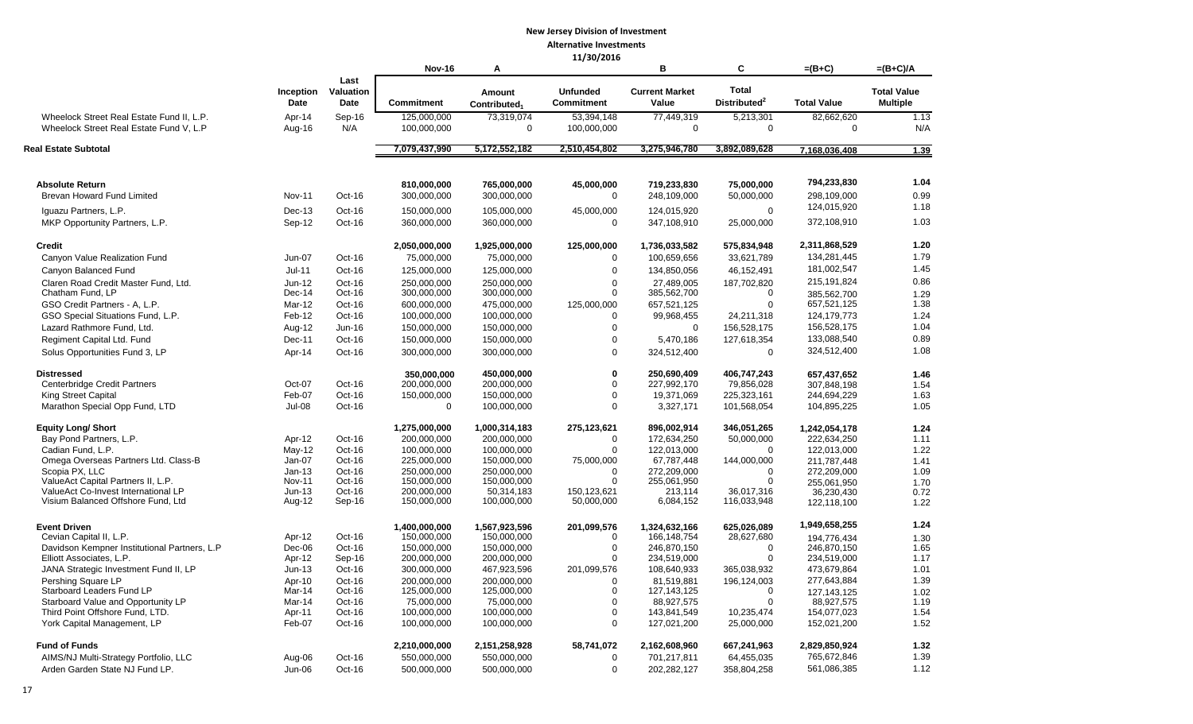**New Jersey Division of Investment**

**Alternative Investments**

**11/30/2016**

| | Inception Date | Last Valuation Date | Nov-16<br>Commitment | A<br>Amount Contributed[1] | Unfunded Commitment | B<br>Current Market Value | C<br>Total Distributed[2] | =(B+C)<br>Total Value | =(B+C)/A<br>Total Value Multiple |
|---|---|---|---|---|---|---|---|---|---|
| Wheelock Street Real Estate Fund II, L.P. | Apr-14 | Sep-16 | 125,000,000 | 73,319,074 | 53,394,148 | 77,449,319 | 5,213,301 | 82,662,620 | 1.13 |
| Wheelock Street Real Estate Fund V, L.P | Aug-16 | N/A | 100,000,000 | 0 | 100,000,000 | 0 | 0 | 0 | N/A |
| **Real Estate Subtotal** | | | **7,079,437,990** | **5,172,552,182** | **2,510,454,802** | **3,275,946,780** | **3,892,089,628** | **7,168,036,408** | **1.39** |
| | | | | | | | | | |
| **Absolute Return** | | | **810,000,000** | **765,000,000** | **45,000,000** | **719,233,830** | **75,000,000** | **794,233,830** | **1.04** |
| Brevan Howard Fund Limited | Nov-11 | Oct-16 | 300,000,000 | 300,000,000 | 0 | 248,109,000 | 50,000,000 | 298,109,000 | 0.99 |
| Iguazu Partners, L.P. | Dec-13 | Oct-16 | 150,000,000 | 105,000,000 | 45,000,000 | 124,015,920 | 0 | 124,015,920 | 1.18 |
| MKP Opportunity Partners, L.P. | Sep-12 | Oct-16 | 360,000,000 | 360,000,000 | 0 | 347,108,910 | 25,000,000 | 372,108,910 | 1.03 |
| **Credit** | | | **2,050,000,000** | **1,925,000,000** | **125,000,000** | **1,736,033,582** | **575,834,948** | **2,311,868,529** | **1.20** |
| Canyon Value Realization Fund | Jun-07 | Oct-16 | 75,000,000 | 75,000,000 | 0 | 100,659,656 | 33,621,789 | 134,281,445 | 1.79 |
| Canyon Balanced Fund | Jul-11 | Oct-16 | 125,000,000 | 125,000,000 | 0 | 134,850,056 | 46,152,491 | 181,002,547 | 1.45 |
| Claren Road Credit Master Fund, Ltd. | Jun-12 | Oct-16 | 250,000,000 | 250,000,000 | 0 | 27,489,005 | 187,702,820 | 215,191,824 | 0.86 |
| Chatham Fund, LP | Dec-14 | Oct-16 | 300,000,000 | 300,000,000 | 0 | 385,562,700 | 0 | 385,562,700 | 1.29 |
| GSO Credit Partners - A, L.P. | Mar-12 | Oct-16 | 600,000,000 | 475,000,000 | 125,000,000 | 657,521,125 | 0 | 657,521,125 | 1.38 |
| GSO Special Situations Fund, L.P. | Feb-12 | Oct-16 | 100,000,000 | 100,000,000 | 0 | 99,968,455 | 24,211,318 | 124,179,773 | 1.24 |
| Lazard Rathmore Fund, Ltd. | Aug-12 | Jun-16 | 150,000,000 | 150,000,000 | 0 | 0 | 156,528,175 | 156,528,175 | 1.04 |
| Regiment Capital Ltd. Fund | Dec-11 | Oct-16 | 150,000,000 | 150,000,000 | 0 | 5,470,186 | 127,618,354 | 133,088,540 | 0.89 |
| Solus Opportunities Fund 3, LP | Apr-14 | Oct-16 | 300,000,000 | 300,000,000 | 0 | 324,512,400 | 0 | 324,512,400 | 1.08 |
| **Distressed** | | | **350,000,000** | **450,000,000** | **0** | **250,690,409** | **406,747,243** | **657,437,652** | **1.46** |
| Centerbridge Credit Partners | Oct-07 | Oct-16 | 200,000,000 | 200,000,000 | 0 | 227,992,170 | 79,856,028 | 307,848,198 | 1.54 |
| King Street Capital | Feb-07 | Oct-16 | 150,000,000 | 150,000,000 | 0 | 19,371,069 | 225,323,161 | 244,694,229 | 1.63 |
| Marathon Special Opp Fund, LTD | Jul-08 | Oct-16 | 0 | 100,000,000 | 0 | 3,327,171 | 101,568,054 | 104,895,225 | 1.05 |
| **Equity Long/ Short** | | | **1,275,000,000** | **1,000,314,183** | **275,123,621** | **896,002,914** | **346,051,265** | **1,242,054,178** | **1.24** |
| Bay Pond Partners, L.P. | Apr-12 | Oct-16 | 200,000,000 | 200,000,000 | 0 | 172,634,250 | 50,000,000 | 222,634,250 | 1.11 |
| Cadian Fund, L.P. | May-12 | Oct-16 | 100,000,000 | 100,000,000 | 0 | 122,013,000 | 0 | 122,013,000 | 1.22 |
| Omega Overseas Partners Ltd. Class-B | Jan-07 | Oct-16 | 225,000,000 | 150,000,000 | 75,000,000 | 67,787,448 | 144,000,000 | 211,787,448 | 1.41 |
| Scopia PX, LLC | Jan-13 | Oct-16 | 250,000,000 | 250,000,000 | 0 | 272,209,000 | 0 | 272,209,000 | 1.09 |
| ValueAct Capital Partners II, L.P. | Nov-11 | Oct-16 | 150,000,000 | 150,000,000 | 0 | 255,061,950 | 0 | 255,061,950 | 1.70 |
| ValueAct Co-Invest International LP | Jun-13 | Oct-16 | 200,000,000 | 50,314,183 | 150,123,621 | 213,114 | 36,017,316 | 36,230,430 | 0.72 |
| Visium Balanced Offshore Fund, Ltd | Aug-12 | Sep-16 | 150,000,000 | 100,000,000 | 50,000,000 | 6,084,152 | 116,033,948 | 122,118,100 | 1.22 |
| **Event Driven** | | | **1,400,000,000** | **1,567,923,596** | **201,099,576** | **1,324,632,166** | **625,026,089** | **1,949,658,255** | **1.24** |
| Cevian Capital II, L.P. | Apr-12 | Oct-16 | 150,000,000 | 150,000,000 | 0 | 166,148,754 | 28,627,680 | 194,776,434 | 1.30 |
| Davidson Kempner Institutional Partners, L.P | Dec-06 | Oct-16 | 150,000,000 | 150,000,000 | 0 | 246,870,150 | 0 | 246,870,150 | 1.65 |
| Elliott Associates, L.P. | Apr-12 | Sep-16 | 200,000,000 | 200,000,000 | 0 | 234,519,000 | 0 | 234,519,000 | 1.17 |
| JANA Strategic Investment Fund II, LP | Jun-13 | Oct-16 | 300,000,000 | 467,923,596 | 201,099,576 | 108,640,933 | 365,038,932 | 473,679,864 | 1.01 |
| Pershing Square LP | Apr-10 | Oct-16 | 200,000,000 | 200,000,000 | 0 | 81,519,881 | 196,124,003 | 277,643,884 | 1.39 |
| Starboard Leaders Fund LP | Mar-14 | Oct-16 | 125,000,000 | 125,000,000 | 0 | 127,143,125 | 0 | 127,143,125 | 1.02 |
| Starboard Value and Opportunity LP | Mar-14 | Oct-16 | 75,000,000 | 75,000,000 | 0 | 88,927,575 | 0 | 88,927,575 | 1.19 |
| Third Point Offshore Fund, LTD. | Apr-11 | Oct-16 | 100,000,000 | 100,000,000 | 0 | 143,841,549 | 10,235,474 | 154,077,023 | 1.54 |
| York Capital Management, LP | Feb-07 | Oct-16 | 100,000,000 | 100,000,000 | 0 | 127,021,200 | 25,000,000 | 152,021,200 | 1.52 |
| **Fund of Funds** | | | **2,210,000,000** | **2,151,258,928** | **58,741,072** | **2,162,608,960** | **667,241,963** | **2,829,850,924** | **1.32** |
| AIMS/NJ Multi-Strategy Portfolio, LLC | Aug-06 | Oct-16 | 550,000,000 | 550,000,000 | 0 | 701,217,811 | 64,455,035 | 765,672,846 | 1.39 |
| Arden Garden State NJ Fund LP. | Jun-06 | Oct-16 | 500,000,000 | 500,000,000 | 0 | 202,282,127 | 358,804,258 | 561,086,385 | 1.12 |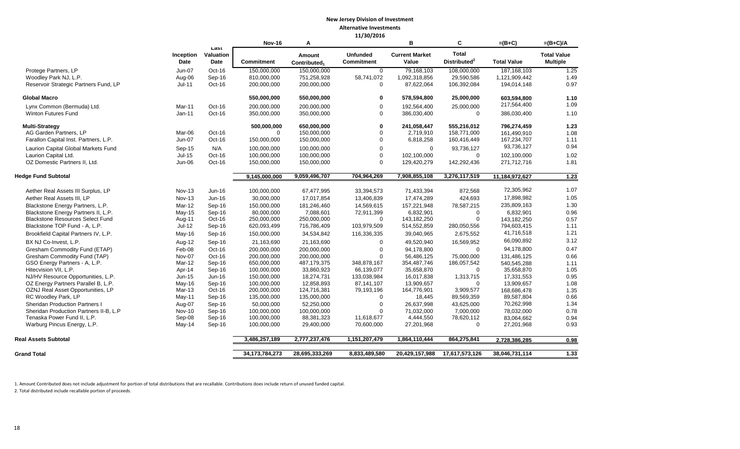**New Jersey Division of Investment**
**Alternative Investments**
**11/30/2016**

| | Inception Date | Last Valuation Date | Nov-16 Commitment | A Amount Contributed[1] | Unfunded Commitment | B Current Market Value | C Total Distributed[2] | =(B+C) Total Value | =(B+C)/A Total Value Multiple |
|---|---|---|---|---|---|---|---|---|---|
| Protege Partners, LP | Jun-07 | Oct-16 | 150,000,000 | 150,000,000 | 0 | 79,168,103 | 108,000,000 | 187,168,103 | 1.25 |
| Woodley Park NJ, L.P. | Aug-06 | Sep-16 | 810,000,000 | 751,258,928 | 58,741,072 | 1,092,318,856 | 29,590,586 | 1,121,909,442 | 1.49 |
| Reservoir Strategic Partners Fund, LP | Jul-11 | Oct-16 | 200,000,000 | 200,000,000 | 0 | 87,622,064 | 106,392,084 | 194,014,148 | 0.97 |
| **Global Macro** | | | **550,000,000** | **550,000,000** | **0** | **578,594,800** | **25,000,000** | **603,594,800** | **1.10** |
| Lynx Common (Bermuda) Ltd. | Mar-11 | Oct-16 | 200,000,000 | 200,000,000 | 0 | 192,564,400 | 25,000,000 | 217,564,400 | 1.09 |
| Winton Futures Fund | Jan-11 | Oct-16 | 350,000,000 | 350,000,000 | 0 | 386,030,400 | 0 | 386,030,400 | 1.10 |
| **Multi-Strategy** | | | **500,000,000** | **650,000,000** | **0** | **241,058,447** | **555,216,012** | **796,274,459** | **1.23** |
| AG Garden Partners, LP | Mar-06 | Oct-16 | 0 | 150,000,000 | 0 | 2,719,910 | 158,771,000 | 161,490,910 | 1.08 |
| Farallon Capital Inst. Partners, L.P. | Jun-07 | Oct-16 | 150,000,000 | 150,000,000 | 0 | 6,818,258 | 160,416,449 | 167,234,707 | 1.11 |
| Laurion Capital Global Markets Fund | Sep-15 | N/A | 100,000,000 | 100,000,000 | 0 | 0 | 93,736,127 | 93,736,127 | 0.94 |
| Laurion Capital Ltd. | Jul-15 | Oct-16 | 100,000,000 | 100,000,000 | 0 | 102,100,000 | 0 | 102,100,000 | 1.02 |
| OZ Domestic Partners II, Ltd. | Jun-06 | Oct-16 | 150,000,000 | 150,000,000 | 0 | 129,420,279 | 142,292,436 | 271,712,716 | 1.81 |
| **Hedge Fund Subtotal** | | | **9,145,000,000** | **9,059,496,707** | **704,964,269** | **7,908,855,108** | **3,276,117,519** | **11,184,972,627** | **1.23** |
| Aether Real Assets III Surplus, LP | Nov-13 | Jun-16 | 100,000,000 | 67,477,995 | 33,394,573 | 71,433,394 | 872,568 | 72,305,962 | 1.07 |
| Aether Real Assets III, LP | Nov-13 | Jun-16 | 30,000,000 | 17,017,854 | 13,406,839 | 17,474,289 | 424,693 | 17,898,982 | 1.05 |
| Blackstone Energy Partners, L.P. | Mar-12 | Sep-16 | 150,000,000 | 181,246,460 | 14,569,615 | 157,221,948 | 78,587,215 | 235,809,163 | 1.30 |
| Blackstone Energy Partners II, L.P. | May-15 | Sep-16 | 80,000,000 | 7,088,601 | 72,911,399 | 6,832,901 | 0 | 6,832,901 | 0.96 |
| Blackstone Resources Select Fund | Aug-11 | Oct-16 | 250,000,000 | 250,000,000 | 0 | 143,182,250 | 0 | 143,182,250 | 0.57 |
| Blackstone TOP Fund - A, L.P. | Jul-12 | Sep-16 | 620,093,499 | 716,786,409 | 103,979,509 | 514,552,859 | 280,050,556 | 794,603,415 | 1.11 |
| Brookfield Capital Partners IV, L.P. | May-16 | Sep-16 | 150,000,000 | 34,534,842 | 116,336,335 | 39,040,965 | 2,675,552 | 41,716,518 | 1.21 |
| BX NJ Co-Invest, L.P. | Aug-12 | Sep-16 | 21,163,690 | 21,163,690 | 0 | 49,520,940 | 16,569,952 | 66,090,892 | 3.12 |
| Gresham Commodity Fund (ETAP) | Feb-08 | Oct-16 | 200,000,000 | 200,000,000 | 0 | 94,178,800 | 0 | 94,178,800 | 0.47 |
| Gresham Commodity Fund (TAP) | Nov-07 | Oct-16 | 200,000,000 | 200,000,000 | 0 | 56,486,125 | 75,000,000 | 131,486,125 | 0.66 |
| GSO Energy Partners - A, L.P. | Mar-12 | Sep-16 | 650,000,000 | 487,179,375 | 348,878,167 | 354,487,746 | 186,057,542 | 540,545,288 | 1.11 |
| Hitecvision VII, L.P. | Apr-14 | Sep-16 | 100,000,000 | 33,860,923 | 66,139,077 | 35,658,870 | 0 | 35,658,870 | 1.05 |
| NJ/HV Resource Opportunities, L.P. | Jun-15 | Jun-16 | 150,000,000 | 18,274,731 | 133,038,984 | 16,017,838 | 1,313,715 | 17,331,553 | 0.95 |
| OZ Energy Partners Parallel B, L.P. | May-16 | Sep-16 | 100,000,000 | 12,858,893 | 87,141,107 | 13,909,657 | 0 | 13,909,657 | 1.08 |
| OZNJ Real Asset Opportunities, LP | Mar-13 | Oct-16 | 200,000,000 | 124,716,381 | 79,193,196 | 164,776,901 | 3,909,577 | 168,686,478 | 1.35 |
| RC Woodley Park, LP | May-11 | Sep-16 | 135,000,000 | 135,000,000 | 0 | 18,445 | 89,569,359 | 89,587,804 | 0.66 |
| Sheridan Production Partners I | Aug-07 | Sep-16 | 50,000,000 | 52,250,000 | 0 | 26,637,998 | 43,625,000 | 70,262,998 | 1.34 |
| Sheridan Production Partners II-B, L.P | Nov-10 | Sep-16 | 100,000,000 | 100,000,000 | 0 | 71,032,000 | 7,000,000 | 78,032,000 | 0.78 |
| Tenaska Power Fund II, L.P. | Sep-08 | Sep-16 | 100,000,000 | 88,381,323 | 11,618,677 | 4,444,550 | 78,620,112 | 83,064,662 | 0.94 |
| Warburg Pincus Energy, L.P. | May-14 | Sep-16 | 100,000,000 | 29,400,000 | 70,600,000 | 27,201,968 | 0 | 27,201,968 | 0.93 |
| **Real Assets Subtotal** | | | **3,486,257,189** | **2,777,237,476** | **1,151,207,479** | **1,864,110,444** | **864,275,841** | **2,728,386,285** | **0.98** |
| **Grand Total** | | | **34,173,784,273** | **28,695,333,269** | **8,833,489,580** | **20,429,157,988** | **17,617,573,126** | **38,046,731,114** | **1.33** |

1. Amount Contributed does not include adjustment for portion of total distributions that are recallable. Contributions does include return of unused funded capital.

2. Total distributed include recallable portion of proceeds.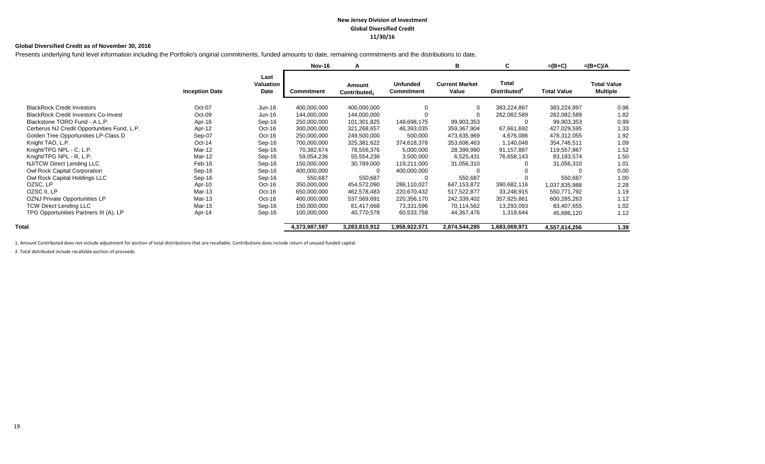**New Jersey Division of Investment**
**Global Diversified Credit**
**11/30/16**

**Global Diversified Credit as of November 30, 2016**

Presents underlying fund level information including the Portfolio's original commitments, funded amounts to date, remaining commitments and the distributions to date.

| | | | Nov-16 | A | | B | C | =(B+C) | =(B+C)/A |
|---|---|---|---|---|---|---|---|---|---|
| | **Inception Date** | **Last Valuation Date** | **Commitment** | **Amount Contributed[1]** | **Unfunded Commitment** | **Current Market Value** | **Total Distributed[2]** | **Total Value** | **Total Value Multiple** |
| BlackRock Credit Investors | Oct-07 | Jun-16 | 400,000,000 | 400,000,000 | 0 | 0 | 383,224,897 | 383,224,897 | 0.96 |
| BlackRock Credit Investors Co-Invest | Oct-09 | Jun-16 | 144,000,000 | 144,000,000 | 0 | 0 | 262,082,589 | 262,082,589 | 1.82 |
| Blackstone TORO Fund - A L.P. | Apr-16 | Sep-16 | 250,000,000 | 101,301,825 | 148,698,175 | 99,903,353 | 0 | 99,903,353 | 0.99 |
| Cerberus NJ Credit Opportunities Fund, L.P. | Apr-12 | Oct-16 | 300,000,000 | 321,268,657 | 46,393,035 | 359,367,904 | 67,661,692 | 427,029,595 | 1.33 |
| Golden Tree Opportunities LP-Class D | Sep-07 | Oct-16 | 250,000,000 | 249,500,000 | 500,000 | 473,635,969 | 4,676,086 | 478,312,055 | 1.92 |
| Knight TAO, L.P. | Oct-14 | Sep-16 | 700,000,000 | 325,381,622 | 374,618,378 | 353,606,463 | 1,140,048 | 354,746,511 | 1.09 |
| Knight/TPG NPL - C, L.P. | Mar-12 | Sep-16 | 70,382,674 | 78,556,376 | 5,000,000 | 28,399,980 | 91,157,887 | 119,557,867 | 1.52 |
| Knight/TPG NPL - R, L.P. | Mar-12 | Sep-16 | 59,054,236 | 55,554,236 | 3,500,000 | 6,525,431 | 76,658,143 | 83,183,574 | 1.50 |
| NJ/TCW Direct Lending LLC | Feb-16 | Sep-16 | 150,000,000 | 30,789,000 | 119,211,000 | 31,056,310 | 0 | 31,056,310 | 1.01 |
| Owl Rock Capital Corporation | Sep-16 | Sep-16 | 400,000,000 | 0 | 400,000,000 | 0 | 0 | 0 | 0.00 |
| Owl Rock Capital Holdings LLC | Sep-16 | Sep-16 | 550,687 | 550,687 | 0 | 550,687 | 0 | 550,687 | 1.00 |
| OZSC, LP | Apr-10 | Oct-16 | 350,000,000 | 454,572,090 | 286,110,027 | 647,153,872 | 390,682,116 | 1,037,835,988 | 2.28 |
| OZSC II, LP | Mar-13 | Oct-16 | 650,000,000 | 462,578,483 | 220,670,432 | 517,522,877 | 33,248,915 | 550,771,792 | 1.19 |
| OZNJ Private Opportunities LP | Mar-13 | Oct-16 | 400,000,000 | 537,569,691 | 220,356,170 | 242,339,402 | 357,925,861 | 600,265,263 | 1.12 |
| TCW Direct Lending LLC | Mar-15 | Sep-16 | 150,000,000 | 81,417,668 | 73,331,596 | 70,114,562 | 13,293,093 | 83,407,655 | 1.02 |
| TPG Opportunities Partners III (A), LP | Apr-14 | Sep-16 | 100,000,000 | 40,770,578 | 60,533,758 | 44,367,476 | 1,318,644 | 45,686,120 | 1.12 |
| **Total** | | | **4,373,987,597** | **3,283,810,912** | **1,958,922,571** | **2,874,544,285** | **1,683,069,971** | **4,557,614,256** | **1.39** |

1. Amount Contributed does not include adjustment for portion of total distributions that are recallable. Contributions does include return of unused funded capital.

2. Total distributed include recallable portion of proceeds.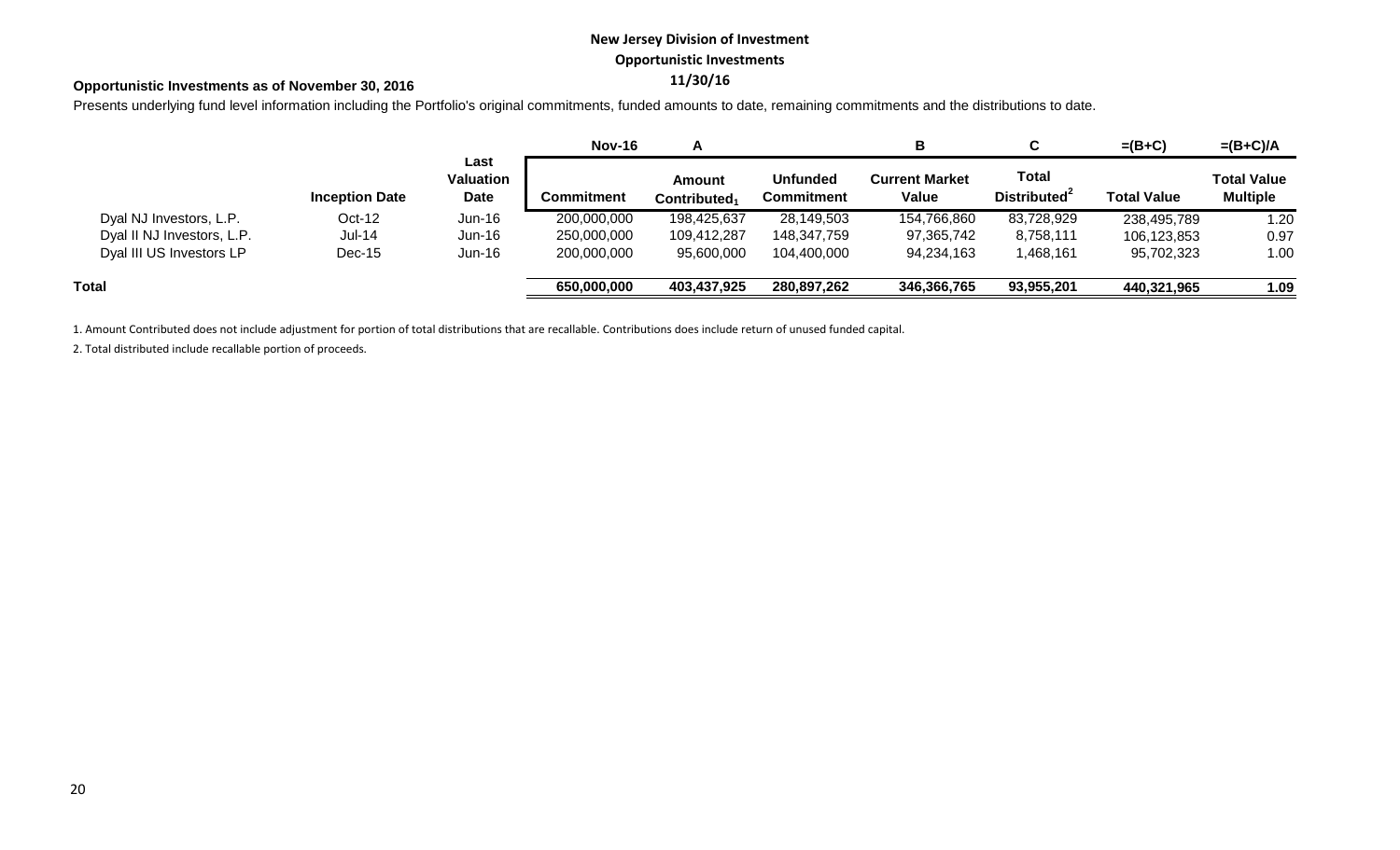**New Jersey Division of Investment**

**Opportunistic Investments**

**11/30/16**

**Opportunistic Investments as of November 30, 2016**

Presents underlying fund level information including the Portfolio's original commitments, funded amounts to date, remaining commitments and the distributions to date.

| | | | Nov-16 | A | | B | C | =(B+C) | =(B+C)/A |
|---|---|---|---|---|---|---|---|---|---|
| | **Inception Date** | **Last Valuation Date** | **Commitment** | **Amount Contributed[1]** | **Unfunded Commitment** | **Current Market Value** | **Total Distributed[2]** | **Total Value** | **Total Value Multiple** |
| Dyal NJ Investors, L.P. | Oct-12 | Jun-16 | 200,000,000 | 198,425,637 | 28,149,503 | 154,766,860 | 83,728,929 | 238,495,789 | 1.20 |
| Dyal II NJ Investors, L.P. | Jul-14 | Jun-16 | 250,000,000 | 109,412,287 | 148,347,759 | 97,365,742 | 8,758,111 | 106,123,853 | 0.97 |
| Dyal III US Investors LP | Dec-15 | Jun-16 | 200,000,000 | 95,600,000 | 104,400,000 | 94,234,163 | 1,468,161 | 95,702,323 | 1.00 |
| **Total** | | | **650,000,000** | **403,437,925** | **280,897,262** | **346,366,765** | **93,955,201** | **440,321,965** | **1.09** |

1. Amount Contributed does not include adjustment for portion of total distributions that are recallable. Contributions does include return of unused funded capital.

2. Total distributed include recallable portion of proceeds.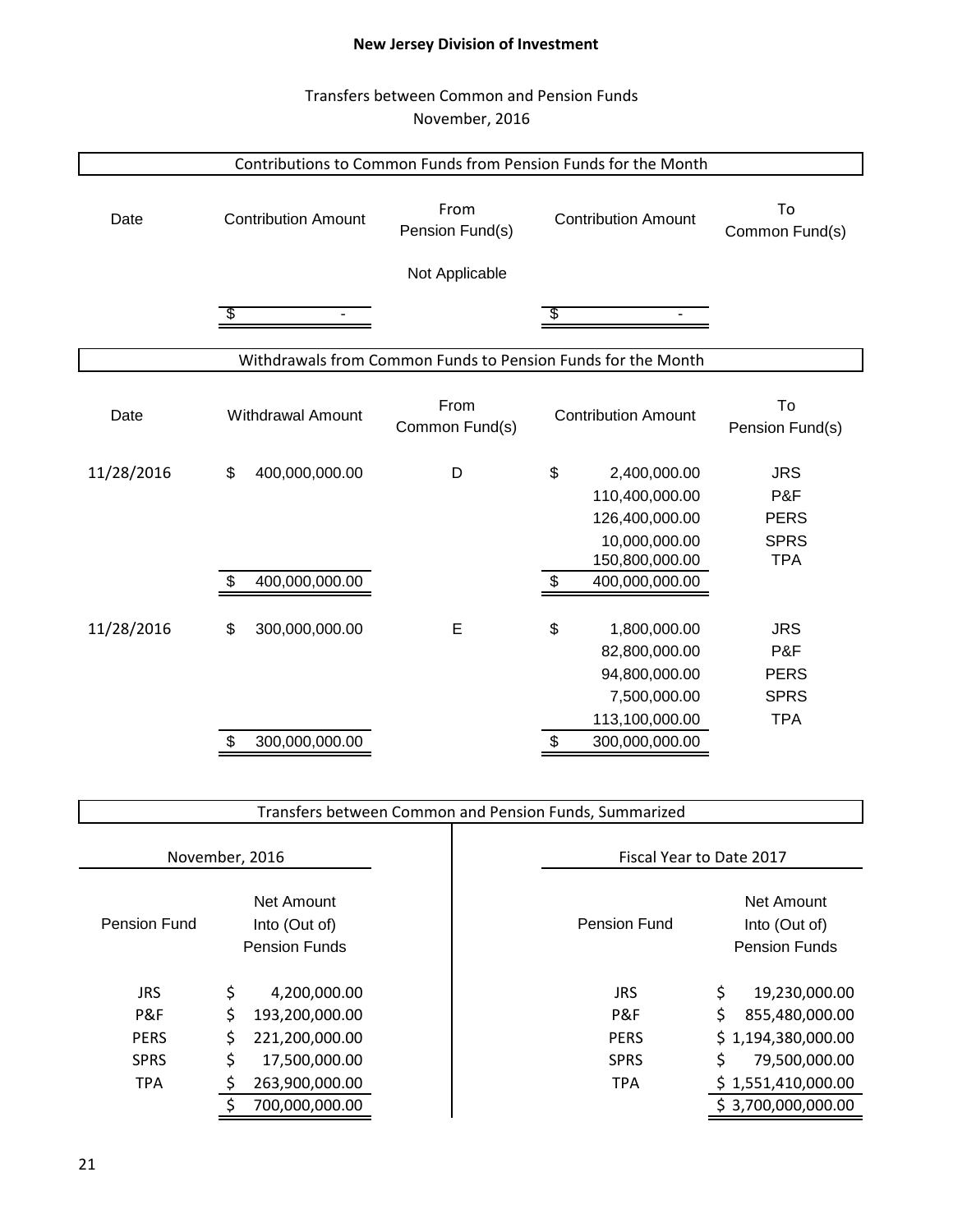**New Jersey Division of Investment**

Transfers between Common and Pension Funds
November, 2016

### Contributions to Common Funds from Pension Funds for the Month

| Date | Contribution Amount | From Pension Fund(s) | Contribution Amount | To Common Fund(s) |
|---|---|---|---|---|
| | | Not Applicable | | |
| | $ - | | $ - | |

### Withdrawals from Common Funds to Pension Funds for the Month

| Date | Withdrawal Amount | From Common Fund(s) | Contribution Amount | To Pension Fund(s) |
|---|---|---|---|---|
| 11/28/2016 | $ 400,000,000.00 | D | $ 2,400,000.00 | JRS |
| | | | 110,400,000.00 | P&F |
| | | | 126,400,000.00 | PERS |
| | | | 10,000,000.00 | SPRS |
| | | | 150,800,000.00 | TPA |
| | $ 400,000,000.00 | | $ 400,000,000.00 | |
| 11/28/2016 | $ 300,000,000.00 | E | $ 1,800,000.00 | JRS |
| | | | 82,800,000.00 | P&F |
| | | | 94,800,000.00 | PERS |
| | | | 7,500,000.00 | SPRS |
| | | | 113,100,000.00 | TPA |
| | $ 300,000,000.00 | | $ 300,000,000.00 | |

### Transfers between Common and Pension Funds, Summarized

| November, 2016 | | Fiscal Year to Date 2017 | |
|---|---|---|---|
| Pension Fund | Net Amount Into (Out of) Pension Funds | Pension Fund | Net Amount Into (Out of) Pension Funds |
| JRS | $ 4,200,000.00 | JRS | $ 19,230,000.00 |
| P&F | $ 193,200,000.00 | P&F | $ 855,480,000.00 |
| PERS | $ 221,200,000.00 | PERS | $ 1,194,380,000.00 |
| SPRS | $ 17,500,000.00 | SPRS | $ 79,500,000.00 |
| TPA | $ 263,900,000.00 | TPA | $ 1,551,410,000.00 |
| | $ 700,000,000.00 | | $ 3,700,000,000.00 |